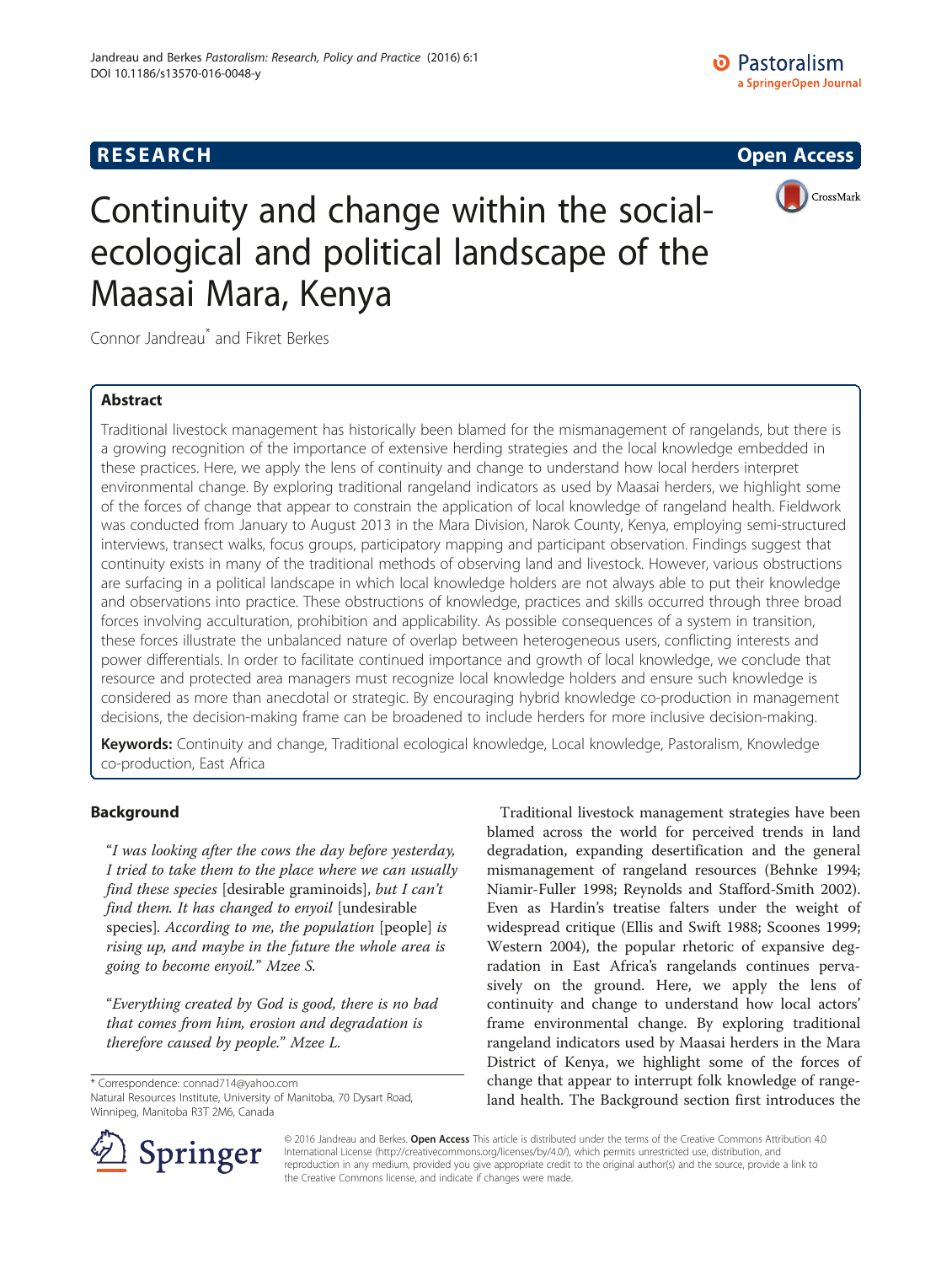RESEARCH

Open Access

# Continuity and change within the social-ecological and political landscape of the Maasai Mara, Kenya

Connor Jandreau* and Fikret Berkes

## Abstract

Traditional livestock management has historically been blamed for the mismanagement of rangelands, but there is a growing recognition of the importance of extensive herding strategies and the local knowledge embedded in these practices. Here, we apply the lens of continuity and change to understand how local herders interpret environmental change. By exploring traditional rangeland indicators as used by Maasai herders, we highlight some of the forces of change that appear to constrain the application of local knowledge of rangeland health. Fieldwork was conducted from January to August 2013 in the Mara Division, Narok County, Kenya, employing semi-structured interviews, transect walks, focus groups, participatory mapping and participant observation. Findings suggest that continuity exists in many of the traditional methods of observing land and livestock. However, various obstructions are surfacing in a political landscape in which local knowledge holders are not always able to put their knowledge and observations into practice. These obstructions of knowledge, practices and skills occurred through three broad forces involving acculturation, prohibition and applicability. As possible consequences of a system in transition, these forces illustrate the unbalanced nature of overlap between heterogeneous users, conflicting interests and power differentials. In order to facilitate continued importance and growth of local knowledge, we conclude that resource and protected area managers must recognize local knowledge holders and ensure such knowledge is considered as more than anecdotal or strategic. By encouraging hybrid knowledge co-production in management decisions, the decision-making frame can be broadened to include herders for more inclusive decision-making.

**Keywords:** Continuity and change, Traditional ecological knowledge, Local knowledge, Pastoralism, Knowledge co-production, East Africa

## Background

*"I was looking after the cows the day before yesterday, I tried to take them to the place where we can usually find these species* [desirable graminoids], *but I can't find them. It has changed to enyoil* [undesirable species]. *According to me, the population* [people] *is rising up, and maybe in the future the whole area is going to become enyoil."* Mzee S.

*"Everything created by God is good, there is no bad that comes from him, erosion and degradation is therefore caused by people."* Mzee L.

Traditional livestock management strategies have been blamed across the world for perceived trends in land degradation, expanding desertification and the general mismanagement of rangeland resources (Behnke 1994; Niamir-Fuller 1998; Reynolds and Stafford-Smith 2002). Even as Hardin's treatise falters under the weight of widespread critique (Ellis and Swift 1988; Scoones 1999; Western 2004), the popular rhetoric of expansive degradation in East Africa's rangelands continues pervasively on the ground. Here, we apply the lens of continuity and change to understand how local actors' frame environmental change. By exploring traditional rangeland indicators used by Maasai herders in the Mara District of Kenya, we highlight some of the forces of change that appear to interrupt folk knowledge of rangeland health. The Background section first introduces the

\* Correspondence: connad714@yahoo.com
Natural Resources Institute, University of Manitoba, 70 Dysart Road, Winnipeg, Manitoba R3T 2M6, Canada

© 2016 Jandreau and Berkes. **Open Access** This article is distributed under the terms of the Creative Commons Attribution 4.0 International License (http://creativecommons.org/licenses/by/4.0/), which permits unrestricted use, distribution, and reproduction in any medium, provided you give appropriate credit to the original author(s) and the source, provide a link to the Creative Commons license, and indicate if changes were made.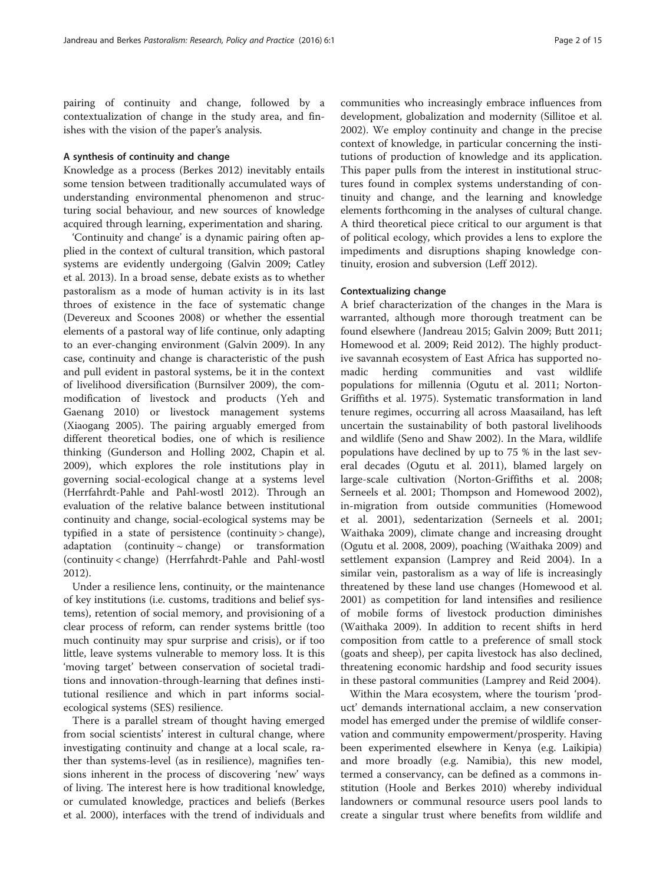pairing of continuity and change, followed by a contextualization of change in the study area, and finishes with the vision of the paper's analysis.

### A synthesis of continuity and change

Knowledge as a process (Berkes 2012) inevitably entails some tension between traditionally accumulated ways of understanding environmental phenomenon and structuring social behaviour, and new sources of knowledge acquired through learning, experimentation and sharing.

'Continuity and change' is a dynamic pairing often applied in the context of cultural transition, which pastoral systems are evidently undergoing (Galvin 2009; Catley et al. 2013). In a broad sense, debate exists as to whether pastoralism as a mode of human activity is in its last throes of existence in the face of systematic change (Devereux and Scoones 2008) or whether the essential elements of a pastoral way of life continue, only adapting to an ever-changing environment (Galvin 2009). In any case, continuity and change is characteristic of the push and pull evident in pastoral systems, be it in the context of livelihood diversification (Burnsilver 2009), the commodification of livestock and products (Yeh and Gaenang 2010) or livestock management systems (Xiaogang 2005). The pairing arguably emerged from different theoretical bodies, one of which is resilience thinking (Gunderson and Holling 2002, Chapin et al. 2009), which explores the role institutions play in governing social-ecological change at a systems level (Herrfahrdt-Pahle and Pahl-wostl 2012). Through an evaluation of the relative balance between institutional continuity and change, social-ecological systems may be typified in a state of persistence (continuity > change), adaptation (continuity ~ change) or transformation (continuity < change) (Herrfahrdt-Pahle and Pahl-wostl 2012).

Under a resilience lens, continuity, or the maintenance of key institutions (i.e. customs, traditions and belief systems), retention of social memory, and provisioning of a clear process of reform, can render systems brittle (too much continuity may spur surprise and crisis), or if too little, leave systems vulnerable to memory loss. It is this 'moving target' between conservation of societal traditions and innovation-through-learning that defines institutional resilience and which in part informs social-ecological systems (SES) resilience.

There is a parallel stream of thought having emerged from social scientists' interest in cultural change, where investigating continuity and change at a local scale, rather than systems-level (as in resilience), magnifies tensions inherent in the process of discovering 'new' ways of living. The interest here is how traditional knowledge, or cumulated knowledge, practices and beliefs (Berkes et al. 2000), interfaces with the trend of individuals and communities who increasingly embrace influences from development, globalization and modernity (Sillitoe et al. 2002). We employ continuity and change in the precise context of knowledge, in particular concerning the institutions of production of knowledge and its application. This paper pulls from the interest in institutional structures found in complex systems understanding of continuity and change, and the learning and knowledge elements forthcoming in the analyses of cultural change. A third theoretical piece critical to our argument is that of political ecology, which provides a lens to explore the impediments and disruptions shaping knowledge continuity, erosion and subversion (Leff 2012).

### Contextualizing change

A brief characterization of the changes in the Mara is warranted, although more thorough treatment can be found elsewhere (Jandreau 2015; Galvin 2009; Butt 2011; Homewood et al. 2009; Reid 2012). The highly productive savannah ecosystem of East Africa has supported nomadic herding communities and vast wildlife populations for millennia (Ogutu et al. 2011; Norton-Griffiths et al. 1975). Systematic transformation in land tenure regimes, occurring all across Maasailand, has left uncertain the sustainability of both pastoral livelihoods and wildlife (Seno and Shaw 2002). In the Mara, wildlife populations have declined by up to 75 % in the last several decades (Ogutu et al. 2011), blamed largely on large-scale cultivation (Norton-Griffiths et al. 2008; Serneels et al. 2001; Thompson and Homewood 2002), in-migration from outside communities (Homewood et al. 2001), sedentarization (Serneels et al. 2001; Waithaka 2009), climate change and increasing drought (Ogutu et al. 2008, 2009), poaching (Waithaka 2009) and settlement expansion (Lamprey and Reid 2004). In a similar vein, pastoralism as a way of life is increasingly threatened by these land use changes (Homewood et al. 2001) as competition for land intensifies and resilience of mobile forms of livestock production diminishes (Waithaka 2009). In addition to recent shifts in herd composition from cattle to a preference of small stock (goats and sheep), per capita livestock has also declined, threatening economic hardship and food security issues in these pastoral communities (Lamprey and Reid 2004).

Within the Mara ecosystem, where the tourism 'product' demands international acclaim, a new conservation model has emerged under the premise of wildlife conservation and community empowerment/prosperity. Having been experimented elsewhere in Kenya (e.g. Laikipia) and more broadly (e.g. Namibia), this new model, termed a conservancy, can be defined as a commons institution (Hoole and Berkes 2010) whereby individual landowners or communal resource users pool lands to create a singular trust where benefits from wildlife and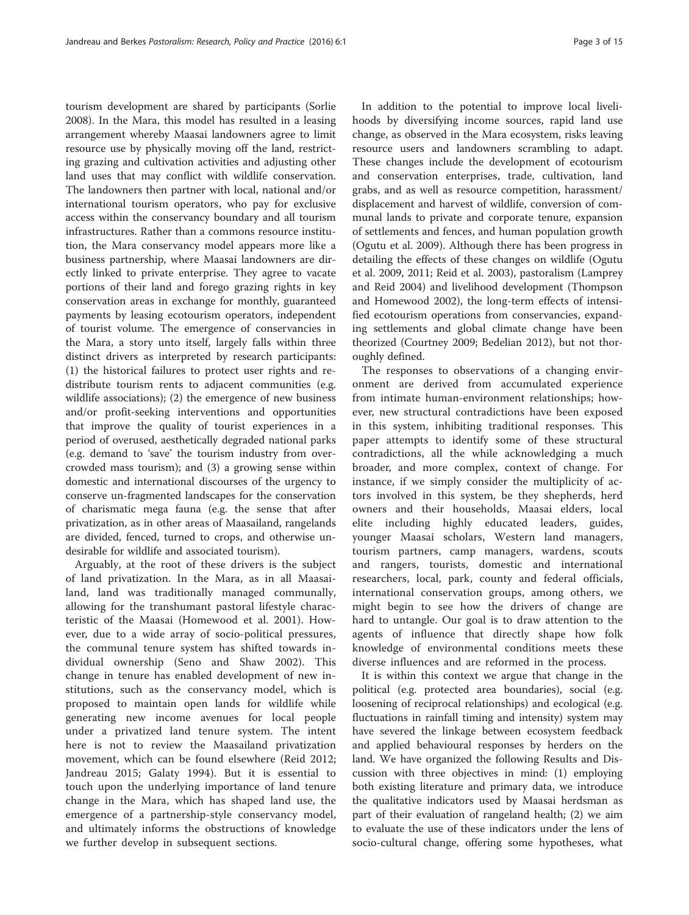tourism development are shared by participants (Sorlie 2008). In the Mara, this model has resulted in a leasing arrangement whereby Maasai landowners agree to limit resource use by physically moving off the land, restricting grazing and cultivation activities and adjusting other land uses that may conflict with wildlife conservation. The landowners then partner with local, national and/or international tourism operators, who pay for exclusive access within the conservancy boundary and all tourism infrastructures. Rather than a commons resource institution, the Mara conservancy model appears more like a business partnership, where Maasai landowners are directly linked to private enterprise. They agree to vacate portions of their land and forego grazing rights in key conservation areas in exchange for monthly, guaranteed payments by leasing ecotourism operators, independent of tourist volume. The emergence of conservancies in the Mara, a story unto itself, largely falls within three distinct drivers as interpreted by research participants: (1) the historical failures to protect user rights and redistribute tourism rents to adjacent communities (e.g. wildlife associations); (2) the emergence of new business and/or profit-seeking interventions and opportunities that improve the quality of tourist experiences in a period of overused, aesthetically degraded national parks (e.g. demand to 'save' the tourism industry from overcrowded mass tourism); and (3) a growing sense within domestic and international discourses of the urgency to conserve un-fragmented landscapes for the conservation of charismatic mega fauna (e.g. the sense that after privatization, as in other areas of Maasailand, rangelands are divided, fenced, turned to crops, and otherwise undesirable for wildlife and associated tourism).

Arguably, at the root of these drivers is the subject of land privatization. In the Mara, as in all Maasailand, land was traditionally managed communally, allowing for the transhumant pastoral lifestyle characteristic of the Maasai (Homewood et al. 2001). However, due to a wide array of socio-political pressures, the communal tenure system has shifted towards individual ownership (Seno and Shaw 2002). This change in tenure has enabled development of new institutions, such as the conservancy model, which is proposed to maintain open lands for wildlife while generating new income avenues for local people under a privatized land tenure system. The intent here is not to review the Maasailand privatization movement, which can be found elsewhere (Reid 2012; Jandreau 2015; Galaty 1994). But it is essential to touch upon the underlying importance of land tenure change in the Mara, which has shaped land use, the emergence of a partnership-style conservancy model, and ultimately informs the obstructions of knowledge we further develop in subsequent sections.

In addition to the potential to improve local livelihoods by diversifying income sources, rapid land use change, as observed in the Mara ecosystem, risks leaving resource users and landowners scrambling to adapt. These changes include the development of ecotourism and conservation enterprises, trade, cultivation, land grabs, and as well as resource competition, harassment/displacement and harvest of wildlife, conversion of communal lands to private and corporate tenure, expansion of settlements and fences, and human population growth (Ogutu et al. 2009). Although there has been progress in detailing the effects of these changes on wildlife (Ogutu et al. 2009, 2011; Reid et al. 2003), pastoralism (Lamprey and Reid 2004) and livelihood development (Thompson and Homewood 2002), the long-term effects of intensified ecotourism operations from conservancies, expanding settlements and global climate change have been theorized (Courtney 2009; Bedelian 2012), but not thoroughly defined.

The responses to observations of a changing environment are derived from accumulated experience from intimate human-environment relationships; however, new structural contradictions have been exposed in this system, inhibiting traditional responses. This paper attempts to identify some of these structural contradictions, all the while acknowledging a much broader, and more complex, context of change. For instance, if we simply consider the multiplicity of actors involved in this system, be they shepherds, herd owners and their households, Maasai elders, local elite including highly educated leaders, guides, younger Maasai scholars, Western land managers, tourism partners, camp managers, wardens, scouts and rangers, tourists, domestic and international researchers, local, park, county and federal officials, international conservation groups, among others, we might begin to see how the drivers of change are hard to untangle. Our goal is to draw attention to the agents of influence that directly shape how folk knowledge of environmental conditions meets these diverse influences and are reformed in the process.

It is within this context we argue that change in the political (e.g. protected area boundaries), social (e.g. loosening of reciprocal relationships) and ecological (e.g. fluctuations in rainfall timing and intensity) system may have severed the linkage between ecosystem feedback and applied behavioural responses by herders on the land. We have organized the following Results and Discussion with three objectives in mind: (1) employing both existing literature and primary data, we introduce the qualitative indicators used by Maasai herdsman as part of their evaluation of rangeland health; (2) we aim to evaluate the use of these indicators under the lens of socio-cultural change, offering some hypotheses, what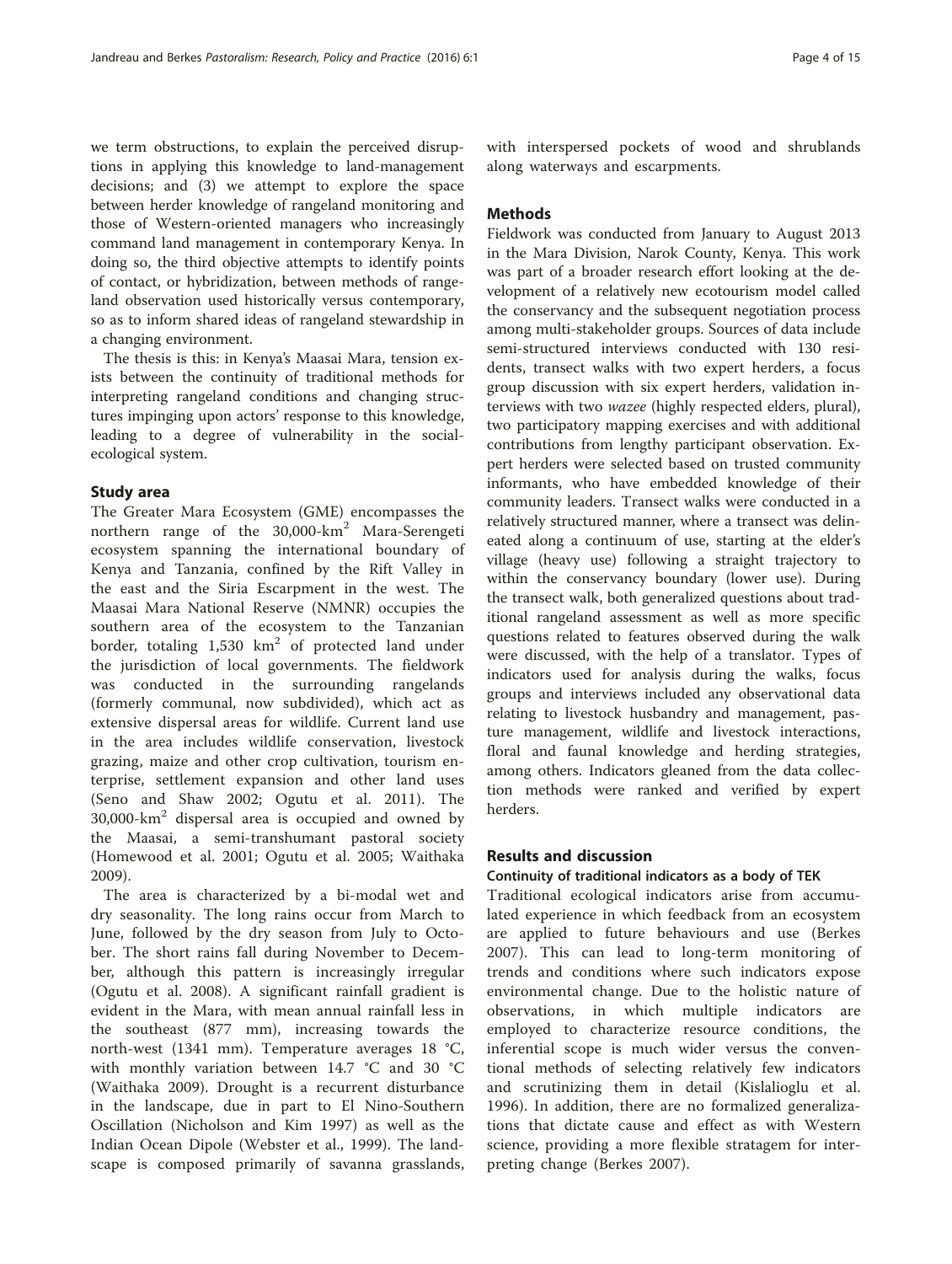we term obstructions, to explain the perceived disruptions in applying this knowledge to land-management decisions; and (3) we attempt to explore the space between herder knowledge of rangeland monitoring and those of Western-oriented managers who increasingly command land management in contemporary Kenya. In doing so, the third objective attempts to identify points of contact, or hybridization, between methods of rangeland observation used historically versus contemporary, so as to inform shared ideas of rangeland stewardship in a changing environment.

The thesis is this: in Kenya's Maasai Mara, tension exists between the continuity of traditional methods for interpreting rangeland conditions and changing structures impinging upon actors' response to this knowledge, leading to a degree of vulnerability in the social-ecological system.

## Study area

The Greater Mara Ecosystem (GME) encompasses the northern range of the 30,000-km$^2$ Mara-Serengeti ecosystem spanning the international boundary of Kenya and Tanzania, confined by the Rift Valley in the east and the Siria Escarpment in the west. The Maasai Mara National Reserve (NMNR) occupies the southern area of the ecosystem to the Tanzanian border, totaling 1,530 km$^2$ of protected land under the jurisdiction of local governments. The fieldwork was conducted in the surrounding rangelands (formerly communal, now subdivided), which act as extensive dispersal areas for wildlife. Current land use in the area includes wildlife conservation, livestock grazing, maize and other crop cultivation, tourism enterprise, settlement expansion and other land uses (Seno and Shaw 2002; Ogutu et al. 2011). The 30,000-km$^2$ dispersal area is occupied and owned by the Maasai, a semi-transhumant pastoral society (Homewood et al. 2001; Ogutu et al. 2005; Waithaka 2009).

The area is characterized by a bi-modal wet and dry seasonality. The long rains occur from March to June, followed by the dry season from July to October. The short rains fall during November to December, although this pattern is increasingly irregular (Ogutu et al. 2008). A significant rainfall gradient is evident in the Mara, with mean annual rainfall less in the southeast (877 mm), increasing towards the north-west (1341 mm). Temperature averages 18 °C, with monthly variation between 14.7 °C and 30 °C (Waithaka 2009). Drought is a recurrent disturbance in the landscape, due in part to El Nino-Southern Oscillation (Nicholson and Kim 1997) as well as the Indian Ocean Dipole (Webster et al., 1999). The landscape is composed primarily of savanna grasslands, with interspersed pockets of wood and shrublands along waterways and escarpments.

## Methods

Fieldwork was conducted from January to August 2013 in the Mara Division, Narok County, Kenya. This work was part of a broader research effort looking at the development of a relatively new ecotourism model called the conservancy and the subsequent negotiation process among multi-stakeholder groups. Sources of data include semi-structured interviews conducted with 130 residents, transect walks with two expert herders, a focus group discussion with six expert herders, validation interviews with two *wazee* (highly respected elders, plural), two participatory mapping exercises and with additional contributions from lengthy participant observation. Expert herders were selected based on trusted community informants, who have embedded knowledge of their community leaders. Transect walks were conducted in a relatively structured manner, where a transect was delineated along a continuum of use, starting at the elder's village (heavy use) following a straight trajectory to within the conservancy boundary (lower use). During the transect walk, both generalized questions about traditional rangeland assessment as well as more specific questions related to features observed during the walk were discussed, with the help of a translator. Types of indicators used for analysis during the walks, focus groups and interviews included any observational data relating to livestock husbandry and management, pasture management, wildlife and livestock interactions, floral and faunal knowledge and herding strategies, among others. Indicators gleaned from the data collection methods were ranked and verified by expert herders.

## Results and discussion

### Continuity of traditional indicators as a body of TEK

Traditional ecological indicators arise from accumulated experience in which feedback from an ecosystem are applied to future behaviours and use (Berkes 2007). This can lead to long-term monitoring of trends and conditions where such indicators expose environmental change. Due to the holistic nature of observations, in which multiple indicators are employed to characterize resource conditions, the inferential scope is much wider versus the conventional methods of selecting relatively few indicators and scrutinizing them in detail (Kislalioglu et al. 1996). In addition, there are no formalized generalizations that dictate cause and effect as with Western science, providing a more flexible stratagem for interpreting change (Berkes 2007).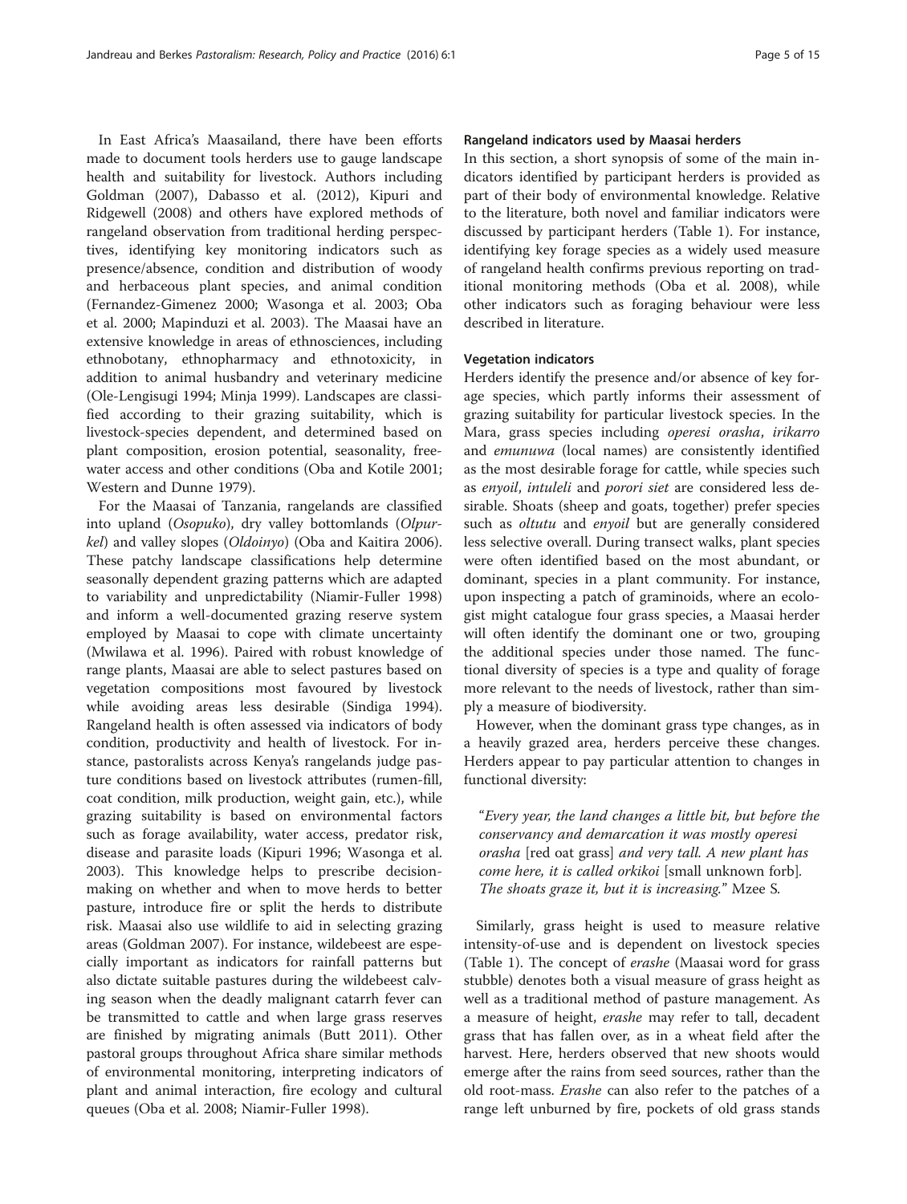In East Africa's Maasailand, there have been efforts made to document tools herders use to gauge landscape health and suitability for livestock. Authors including Goldman (2007), Dabasso et al. (2012), Kipuri and Ridgewell (2008) and others have explored methods of rangeland observation from traditional herding perspectives, identifying key monitoring indicators such as presence/absence, condition and distribution of woody and herbaceous plant species, and animal condition (Fernandez-Gimenez 2000; Wasonga et al. 2003; Oba et al. 2000; Mapinduzi et al. 2003). The Maasai have an extensive knowledge in areas of ethnosciences, including ethnobotany, ethnopharmacy and ethnotoxicity, in addition to animal husbandry and veterinary medicine (Ole-Lengisugi 1994; Minja 1999). Landscapes are classified according to their grazing suitability, which is livestock-species dependent, and determined based on plant composition, erosion potential, seasonality, free-water access and other conditions (Oba and Kotile 2001; Western and Dunne 1979).

For the Maasai of Tanzania, rangelands are classified into upland (*Osopuko*), dry valley bottomlands (*Olpurkel*) and valley slopes (*Oldoinyo*) (Oba and Kaitira 2006). These patchy landscape classifications help determine seasonally dependent grazing patterns which are adapted to variability and unpredictability (Niamir-Fuller 1998) and inform a well-documented grazing reserve system employed by Maasai to cope with climate uncertainty (Mwilawa et al. 1996). Paired with robust knowledge of range plants, Maasai are able to select pastures based on vegetation compositions most favoured by livestock while avoiding areas less desirable (Sindiga 1994). Rangeland health is often assessed via indicators of body condition, productivity and health of livestock. For instance, pastoralists across Kenya's rangelands judge pasture conditions based on livestock attributes (rumen-fill, coat condition, milk production, weight gain, etc.), while grazing suitability is based on environmental factors such as forage availability, water access, predator risk, disease and parasite loads (Kipuri 1996; Wasonga et al. 2003). This knowledge helps to prescribe decision-making on whether and when to move herds to better pasture, introduce fire or split the herds to distribute risk. Maasai also use wildlife to aid in selecting grazing areas (Goldman 2007). For instance, wildebeest are especially important as indicators for rainfall patterns but also dictate suitable pastures during the wildebeest calving season when the deadly malignant catarrh fever can be transmitted to cattle and when large grass reserves are finished by migrating animals (Butt 2011). Other pastoral groups throughout Africa share similar methods of environmental monitoring, interpreting indicators of plant and animal interaction, fire ecology and cultural queues (Oba et al. 2008; Niamir-Fuller 1998).

### Rangeland indicators used by Maasai herders

In this section, a short synopsis of some of the main indicators identified by participant herders is provided as part of their body of environmental knowledge. Relative to the literature, both novel and familiar indicators were discussed by participant herders (Table 1). For instance, identifying key forage species as a widely used measure of rangeland health confirms previous reporting on traditional monitoring methods (Oba et al. 2008), while other indicators such as foraging behaviour were less described in literature.

### Vegetation indicators

Herders identify the presence and/or absence of key forage species, which partly informs their assessment of grazing suitability for particular livestock species. In the Mara, grass species including *operesi orasha*, *irikarro* and *emunuwa* (local names) are consistently identified as the most desirable forage for cattle, while species such as *enyoil*, *intuleli* and *porori siet* are considered less desirable. Shoats (sheep and goats, together) prefer species such as *oltutu* and *enyoil* but are generally considered less selective overall. During transect walks, plant species were often identified based on the most abundant, or dominant, species in a plant community. For instance, upon inspecting a patch of graminoids, where an ecologist might catalogue four grass species, a Maasai herder will often identify the dominant one or two, grouping the additional species under those named. The functional diversity of species is a type and quality of forage more relevant to the needs of livestock, rather than simply a measure of biodiversity.

However, when the dominant grass type changes, as in a heavily grazed area, herders perceive these changes. Herders appear to pay particular attention to changes in functional diversity:

> "*Every year, the land changes a little bit, but before the conservancy and demarcation it was mostly operesi orasha* [red oat grass] *and very tall. A new plant has come here, it is called orkikoi* [small unknown forb]. *The shoats graze it, but it is increasing.*" Mzee S.

Similarly, grass height is used to measure relative intensity-of-use and is dependent on livestock species (Table 1). The concept of *erashe* (Maasai word for grass stubble) denotes both a visual measure of grass height as well as a traditional method of pasture management. As a measure of height, *erashe* may refer to tall, decadent grass that has fallen over, as in a wheat field after the harvest. Here, herders observed that new shoots would emerge after the rains from seed sources, rather than the old root-mass. *Erashe* can also refer to the patches of a range left unburned by fire, pockets of old grass stands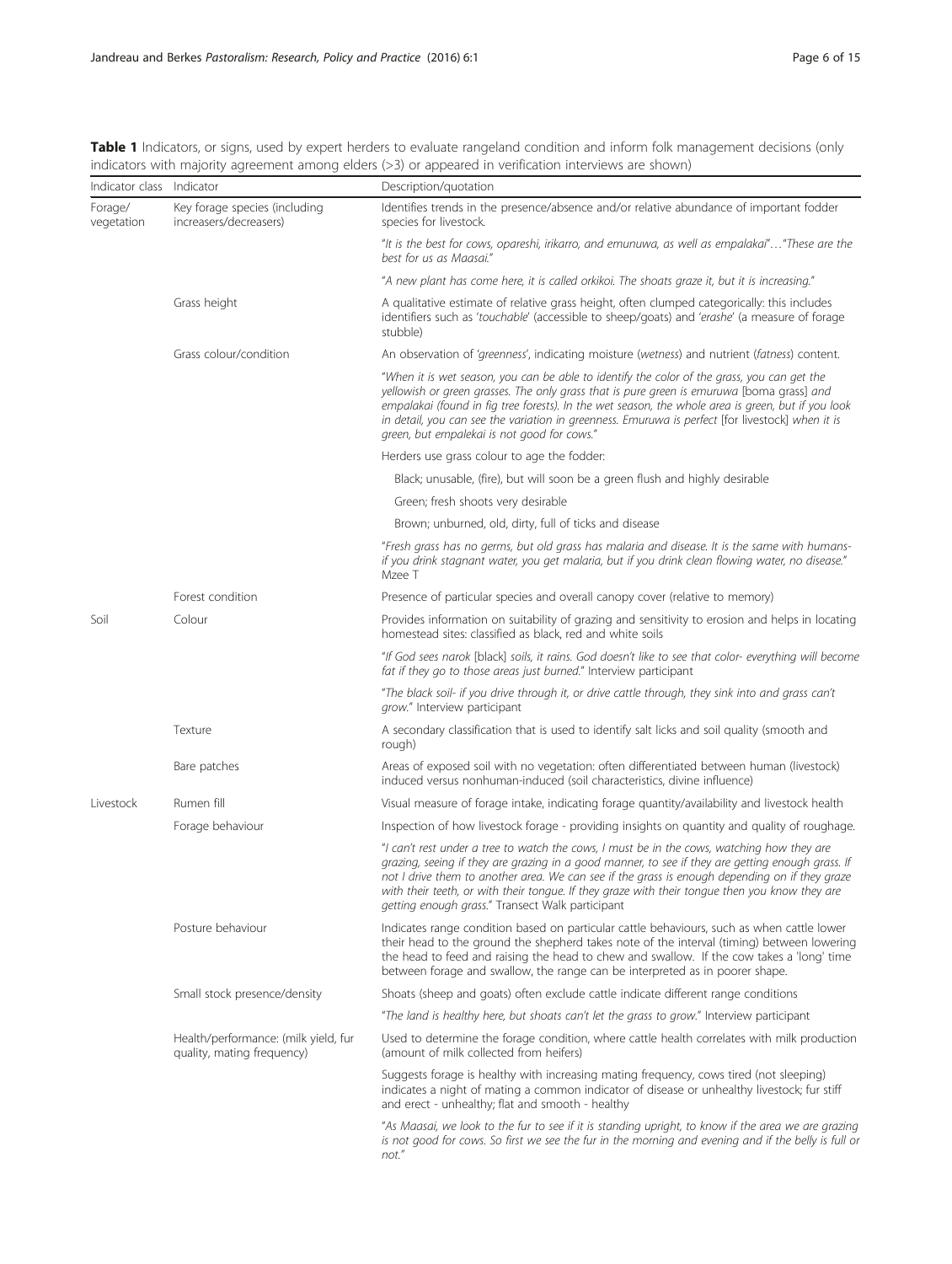**Table 1** Indicators, or signs, used by expert herders to evaluate rangeland condition and inform folk management decisions (only indicators with majority agreement among elders (>3) or appeared in verification interviews are shown)

| Indicator class | Indicator | Description/quotation |
|---|---|---|
| Forage/vegetation | Key forage species (including increasers/decreasers) | Identifies trends in the presence/absence and/or relative abundance of important fodder species for livestock. |
| | | "*It is the best for cows, opareshi, irikarro, and emunuwa, as well as empalakai*"…"*These are the best for us as Maasai.*" |
| | | "*A new plant has come here, it is called orkikoi. The shoats graze it, but it is increasing.*" |
| | Grass height | A qualitative estimate of relative grass height, often clumped categorically: this includes identifiers such as '*touchable*' (accessible to sheep/goats) and '*erashe*' (a measure of forage stubble) |
| | Grass colour/condition | An observation of '*greenness*', indicating moisture (*wetness*) and nutrient (*fatness*) content. |
| | | "*When it is wet season, you can be able to identify the color of the grass, you can get the yellowish or green grasses. The only grass that is pure green is emuruwa* [boma grass] *and empalakai (found in fig tree forests). In the wet season, the whole area is green, but if you look in detail, you can see the variation in greenness. Emuruwa is perfect* [for livestock] *when it is green, but empalekai is not good for cows.*" |
| | | Herders use grass colour to age the fodder: |
| | | Black; unusable, (fire), but will soon be a green flush and highly desirable |
| | | Green; fresh shoots very desirable |
| | | Brown; unburned, old, dirty, full of ticks and disease |
| | | "*Fresh grass has no germs, but old grass has malaria and disease. It is the same with humans- if you drink stagnant water, you get malaria, but if you drink clean flowing water, no disease.*" Mzee T |
| | Forest condition | Presence of particular species and overall canopy cover (relative to memory) |
| Soil | Colour | Provides information on suitability of grazing and sensitivity to erosion and helps in locating homestead sites: classified as black, red and white soils |
| | | "*If God sees narok* [black] *soils, it rains. God doesn't like to see that color- everything will become fat if they go to those areas just burned.*" Interview participant |
| | | "*The black soil- if you drive through it, or drive cattle through, they sink into and grass can't grow.*" Interview participant |
| | Texture | A secondary classification that is used to identify salt licks and soil quality (smooth and rough) |
| | Bare patches | Areas of exposed soil with no vegetation: often differentiated between human (livestock) induced versus nonhuman-induced (soil characteristics, divine influence) |
| Livestock | Rumen fill | Visual measure of forage intake, indicating forage quantity/availability and livestock health |
| | Forage behaviour | Inspection of how livestock forage - providing insights on quantity and quality of roughage. |
| | | "*I can't rest under a tree to watch the cows, I must be in the cows, watching how they are grazing, seeing if they are grazing in a good manner, to see if they are getting enough grass. If not I drive them to another area. We can see if the grass is enough depending on if they graze with their teeth, or with their tongue. If they graze with their tongue then you know they are getting enough grass.*" Transect Walk participant |
| | Posture behaviour | Indicates range condition based on particular cattle behaviours, such as when cattle lower their head to the ground the shepherd takes note of the interval (timing) between lowering the head to feed and raising the head to chew and swallow. If the cow takes a 'long' time between forage and swallow, the range can be interpreted as in poorer shape. |
| | Small stock presence/density | Shoats (sheep and goats) often exclude cattle indicate different range conditions |
| | | "*The land is healthy here, but shoats can't let the grass to grow.*" Interview participant |
| | Health/performance: (milk yield, fur quality, mating frequency) | Used to determine the forage condition, where cattle health correlates with milk production (amount of milk collected from heifers) |
| | | Suggests forage is healthy with increasing mating frequency, cows tired (not sleeping) indicates a night of mating a common indicator of disease or unhealthy livestock; fur stiff and erect - unhealthy; flat and smooth - healthy |
| | | "*As Maasai, we look to the fur to see if it is standing upright, to know if the area we are grazing is not good for cows. So first we see the fur in the morning and evening and if the belly is full or not.*" |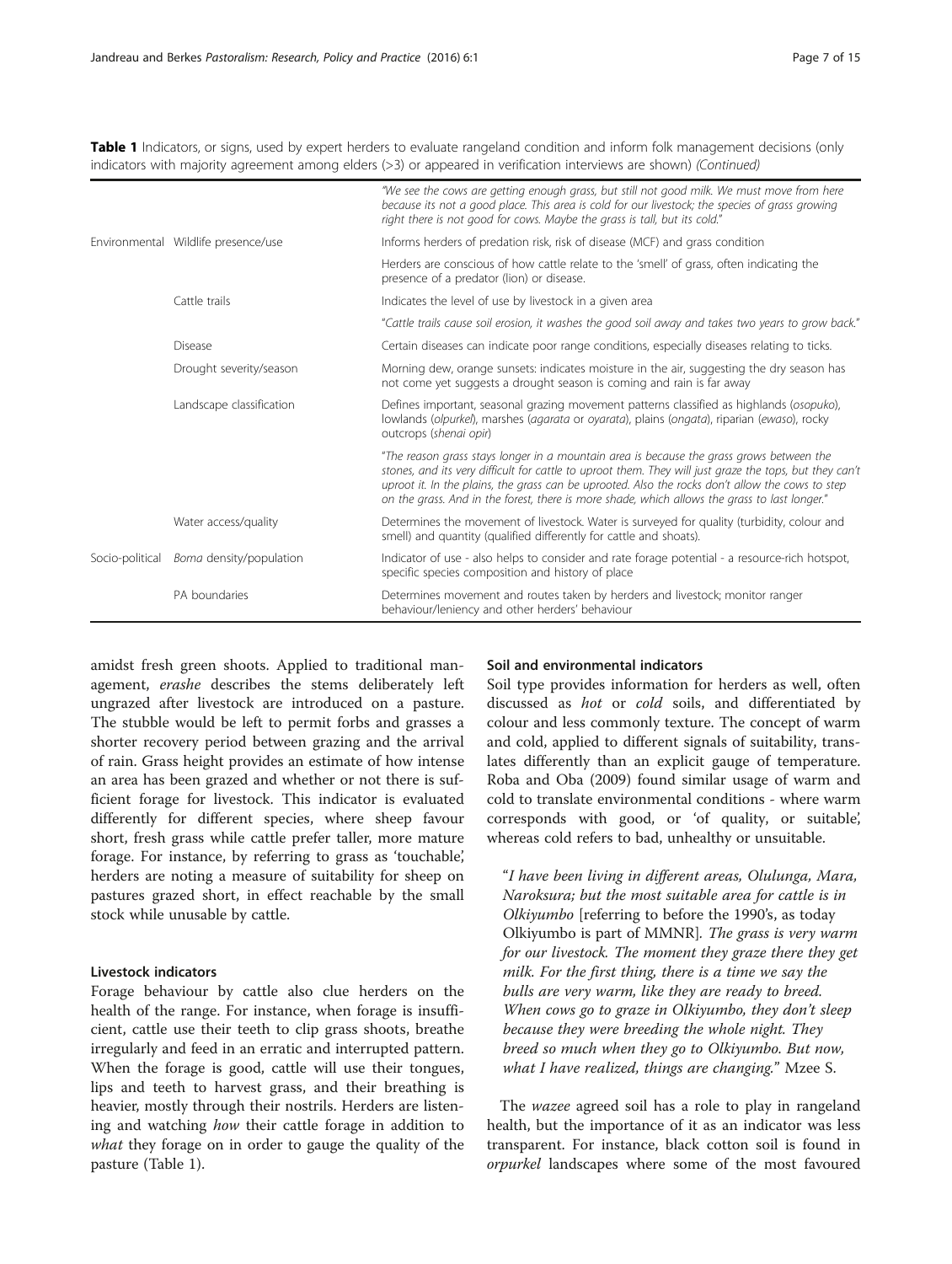**Table 1** Indicators, or signs, used by expert herders to evaluate rangeland condition and inform folk management decisions (only indicators with majority agreement among elders (>3) or appeared in verification interviews are shown) *(Continued)*

| | | |
|---|---|---|
| | | *"We see the cows are getting enough grass, but still not good milk. We must move from here because its not a good place. This area is cold for our livestock; the species of grass growing right there is not good for cows. Maybe the grass is tall, but its cold."* |
| Environmental | Wildlife presence/use | Informs herders of predation risk, risk of disease (MCF) and grass condition |
| | | Herders are conscious of how cattle relate to the 'smell' of grass, often indicating the presence of a predator (lion) or disease. |
| | Cattle trails | Indicates the level of use by livestock in a given area |
| | | *"Cattle trails cause soil erosion, it washes the good soil away and takes two years to grow back."* |
| | Disease | Certain diseases can indicate poor range conditions, especially diseases relating to ticks. |
| | Drought severity/season | Morning dew, orange sunsets: indicates moisture in the air, suggesting the dry season has not come yet suggests a drought season is coming and rain is far away |
| | Landscape classification | Defines important, seasonal grazing movement patterns classified as highlands (*osopuko*), lowlands (*olpurkel*), marshes (*agarata* or *oyarata*), plains (*ongata*), riparian (*ewaso*), rocky outcrops (*shenai opir*) |
| | | *"The reason grass stays longer in a mountain area is because the grass grows between the stones, and its very difficult for cattle to uproot them. They will just graze the tops, but they can't uproot it. In the plains, the grass can be uprooted. Also the rocks don't allow the cows to step on the grass. And in the forest, there is more shade, which allows the grass to last longer."* |
| | Water access/quality | Determines the movement of livestock. Water is surveyed for quality (turbidity, colour and smell) and quantity (qualified differently for cattle and shoats). |
| Socio-political | *Boma* density/population | Indicator of use - also helps to consider and rate forage potential - a resource-rich hotspot, specific species composition and history of place |
| | PA boundaries | Determines movement and routes taken by herders and livestock; monitor ranger behaviour/leniency and other herders' behaviour |

amidst fresh green shoots. Applied to traditional management, *erashe* describes the stems deliberately left ungrazed after livestock are introduced on a pasture. The stubble would be left to permit forbs and grasses a shorter recovery period between grazing and the arrival of rain. Grass height provides an estimate of how intense an area has been grazed and whether or not there is sufficient forage for livestock. This indicator is evaluated differently for different species, where sheep favour short, fresh grass while cattle prefer taller, more mature forage. For instance, by referring to grass as 'touchable', herders are noting a measure of suitability for sheep on pastures grazed short, in effect reachable by the small stock while unusable by cattle.

#### Livestock indicators

Forage behaviour by cattle also clue herders on the health of the range. For instance, when forage is insufficient, cattle use their teeth to clip grass shoots, breathe irregularly and feed in an erratic and interrupted pattern. When the forage is good, cattle will use their tongues, lips and teeth to harvest grass, and their breathing is heavier, mostly through their nostrils. Herders are listening and watching *how* their cattle forage in addition to *what* they forage on in order to gauge the quality of the pasture (Table 1).

#### Soil and environmental indicators

Soil type provides information for herders as well, often discussed as *hot* or *cold* soils, and differentiated by colour and less commonly texture. The concept of warm and cold, applied to different signals of suitability, translates differently than an explicit gauge of temperature. Roba and Oba (2009) found similar usage of warm and cold to translate environmental conditions - where warm corresponds with good, or 'of quality, or suitable', whereas cold refers to bad, unhealthy or unsuitable.

> "*I have been living in different areas, Olulunga, Mara, Naroksura; but the most suitable area for cattle is in Olkiyumbo* [referring to before the 1990's, as today Olkiyumbo is part of MMNR]. *The grass is very warm for our livestock. The moment they graze there they get milk. For the first thing, there is a time we say the bulls are very warm, like they are ready to breed. When cows go to graze in Olkiyumbo, they don't sleep because they were breeding the whole night. They breed so much when they go to Olkiyumbo. But now, what I have realized, things are changing.*" Mzee S.

The *wazee* agreed soil has a role to play in rangeland health, but the importance of it as an indicator was less transparent. For instance, black cotton soil is found in *orpurkel* landscapes where some of the most favoured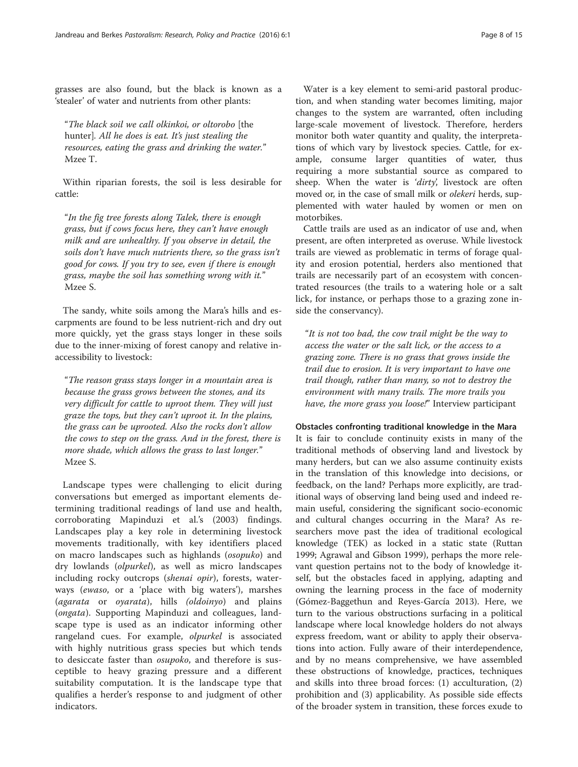grasses are also found, but the black is known as a 'stealer' of water and nutrients from other plants:

> "*The black soil we call olkinkoi, or oltorobo* [the hunter]. *All he does is eat. It's just stealing the resources, eating the grass and drinking the water.*" Mzee T.

Within riparian forests, the soil is less desirable for cattle:

> "*In the fig tree forests along Talek, there is enough grass, but if cows focus here, they can't have enough milk and are unhealthy. If you observe in detail, the soils don't have much nutrients there, so the grass isn't good for cows. If you try to see, even if there is enough grass, maybe the soil has something wrong with it.*" Mzee S.

The sandy, white soils among the Mara's hills and escarpments are found to be less nutrient-rich and dry out more quickly, yet the grass stays longer in these soils due to the inner-mixing of forest canopy and relative inaccessibility to livestock:

> "*The reason grass stays longer in a mountain area is because the grass grows between the stones, and its very difficult for cattle to uproot them. They will just graze the tops, but they can't uproot it. In the plains, the grass can be uprooted. Also the rocks don't allow the cows to step on the grass. And in the forest, there is more shade, which allows the grass to last longer.*" Mzee S.

Landscape types were challenging to elicit during conversations but emerged as important elements determining traditional readings of land use and health, corroborating Mapinduzi et al.'s (2003) findings. Landscapes play a key role in determining livestock movements traditionally, with key identifiers placed on macro landscapes such as highlands (*osopuko*) and dry lowlands (*olpurkel*), as well as micro landscapes including rocky outcrops (*shenai opir*), forests, waterways (*ewaso*, or a 'place with big waters'), marshes (*agarata* or *oyarata*), hills (*oldoinyo*) and plains (*ongata*). Supporting Mapinduzi and colleagues, landscape type is used as an indicator informing other rangeland cues. For example, *olpurkel* is associated with highly nutritious grass species but which tends to desiccate faster than *osupoko*, and therefore is susceptible to heavy grazing pressure and a different suitability computation. It is the landscape type that qualifies a herder's response to and judgment of other indicators.

Water is a key element to semi-arid pastoral production, and when standing water becomes limiting, major changes to the system are warranted, often including large-scale movement of livestock. Therefore, herders monitor both water quantity and quality, the interpretations of which vary by livestock species. Cattle, for example, consume larger quantities of water, thus requiring a more substantial source as compared to sheep. When the water is '*dirty*', livestock are often moved or, in the case of small milk or *olekeri* herds, supplemented with water hauled by women or men on motorbikes.

Cattle trails are used as an indicator of use and, when present, are often interpreted as overuse. While livestock trails are viewed as problematic in terms of forage quality and erosion potential, herders also mentioned that trails are necessarily part of an ecosystem with concentrated resources (the trails to a watering hole or a salt lick, for instance, or perhaps those to a grazing zone inside the conservancy).

> "*It is not too bad, the cow trail might be the way to access the water or the salt lick, or the access to a grazing zone. There is no grass that grows inside the trail due to erosion. It is very important to have one trail though, rather than many, so not to destroy the environment with many trails. The more trails you have, the more grass you loose!*" Interview participant

### Obstacles confronting traditional knowledge in the Mara

It is fair to conclude continuity exists in many of the traditional methods of observing land and livestock by many herders, but can we also assume continuity exists in the translation of this knowledge into decisions, or feedback, on the land? Perhaps more explicitly, are traditional ways of observing land being used and indeed remain useful, considering the significant socio-economic and cultural changes occurring in the Mara? As researchers move past the idea of traditional ecological knowledge (TEK) as locked in a static state (Ruttan 1999; Agrawal and Gibson 1999), perhaps the more relevant question pertains not to the body of knowledge itself, but the obstacles faced in applying, adapting and owning the learning process in the face of modernity (Gómez-Baggethun and Reyes-García 2013). Here, we turn to the various obstructions surfacing in a political landscape where local knowledge holders do not always express freedom, want or ability to apply their observations into action. Fully aware of their interdependence, and by no means comprehensive, we have assembled these obstructions of knowledge, practices, techniques and skills into three broad forces: (1) acculturation, (2) prohibition and (3) applicability. As possible side effects of the broader system in transition, these forces exude to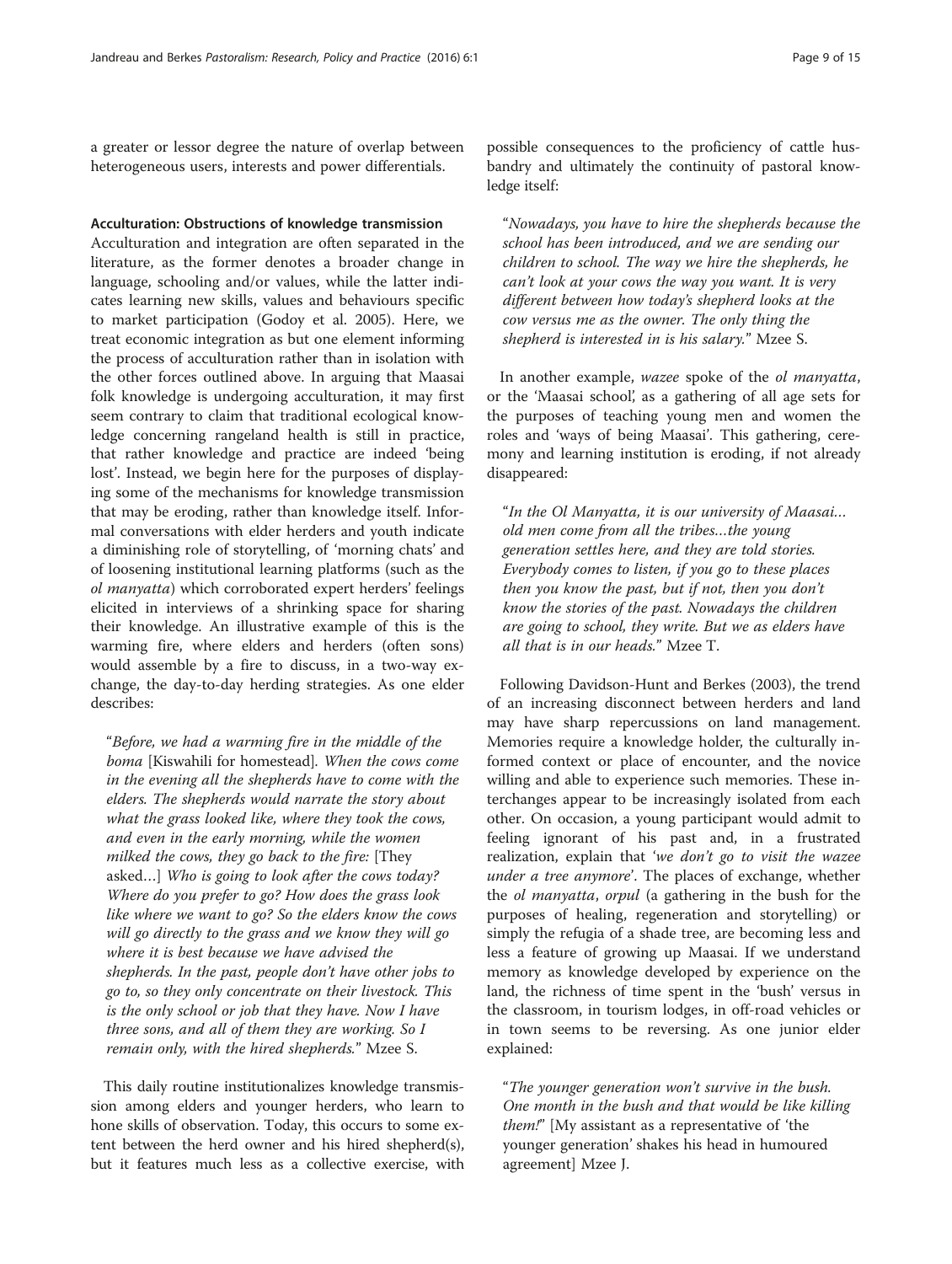a greater or lessor degree the nature of overlap between heterogeneous users, interests and power differentials.

### Acculturation: Obstructions of knowledge transmission

Acculturation and integration are often separated in the literature, as the former denotes a broader change in language, schooling and/or values, while the latter indicates learning new skills, values and behaviours specific to market participation (Godoy et al. 2005). Here, we treat economic integration as but one element informing the process of acculturation rather than in isolation with the other forces outlined above. In arguing that Maasai folk knowledge is undergoing acculturation, it may first seem contrary to claim that traditional ecological knowledge concerning rangeland health is still in practice, that rather knowledge and practice are indeed 'being lost'. Instead, we begin here for the purposes of displaying some of the mechanisms for knowledge transmission that may be eroding, rather than knowledge itself. Informal conversations with elder herders and youth indicate a diminishing role of storytelling, of 'morning chats' and of loosening institutional learning platforms (such as the *ol manyatta*) which corroborated expert herders' feelings elicited in interviews of a shrinking space for sharing their knowledge. An illustrative example of this is the warming fire, where elders and herders (often sons) would assemble by a fire to discuss, in a two-way exchange, the day-to-day herding strategies. As one elder describes:

> "*Before, we had a warming fire in the middle of the boma* [Kiswahili for homestead]. *When the cows come in the evening all the shepherds have to come with the elders. The shepherds would narrate the story about what the grass looked like, where they took the cows, and even in the early morning, while the women milked the cows, they go back to the fire:* [They asked…] *Who is going to look after the cows today? Where do you prefer to go? How does the grass look like where we want to go? So the elders know the cows will go directly to the grass and we know they will go where it is best because we have advised the shepherds. In the past, people don't have other jobs to go to, so they only concentrate on their livestock. This is the only school or job that they have. Now I have three sons, and all of them they are working. So I remain only, with the hired shepherds.*" Mzee S.

This daily routine institutionalizes knowledge transmission among elders and younger herders, who learn to hone skills of observation. Today, this occurs to some extent between the herd owner and his hired shepherd(s), but it features much less as a collective exercise, with possible consequences to the proficiency of cattle husbandry and ultimately the continuity of pastoral knowledge itself:

> "*Nowadays, you have to hire the shepherds because the school has been introduced, and we are sending our children to school. The way we hire the shepherds, he can't look at your cows the way you want. It is very different between how today's shepherd looks at the cow versus me as the owner. The only thing the shepherd is interested in is his salary.*" Mzee S.

In another example, *wazee* spoke of the *ol manyatta*, or the 'Maasai school', as a gathering of all age sets for the purposes of teaching young men and women the roles and 'ways of being Maasai'. This gathering, ceremony and learning institution is eroding, if not already disappeared:

> "*In the Ol Manyatta, it is our university of Maasai… old men come from all the tribes…the young generation settles here, and they are told stories. Everybody comes to listen, if you go to these places then you know the past, but if not, then you don't know the stories of the past. Nowadays the children are going to school, they write. But we as elders have all that is in our heads.*" Mzee T.

Following Davidson-Hunt and Berkes (2003), the trend of an increasing disconnect between herders and land may have sharp repercussions on land management. Memories require a knowledge holder, the culturally informed context or place of encounter, and the novice willing and able to experience such memories. These interchanges appear to be increasingly isolated from each other. On occasion, a young participant would admit to feeling ignorant of his past and, in a frustrated realization, explain that '*we don't go to visit the wazee under a tree anymore*'. The places of exchange, whether the *ol manyatta*, *orpul* (a gathering in the bush for the purposes of healing, regeneration and storytelling) or simply the refugia of a shade tree, are becoming less and less a feature of growing up Maasai. If we understand memory as knowledge developed by experience on the land, the richness of time spent in the 'bush' versus in the classroom, in tourism lodges, in off-road vehicles or in town seems to be reversing. As one junior elder explained:

> "*The younger generation won't survive in the bush. One month in the bush and that would be like killing them!*" [My assistant as a representative of 'the younger generation' shakes his head in humoured agreement] Mzee J.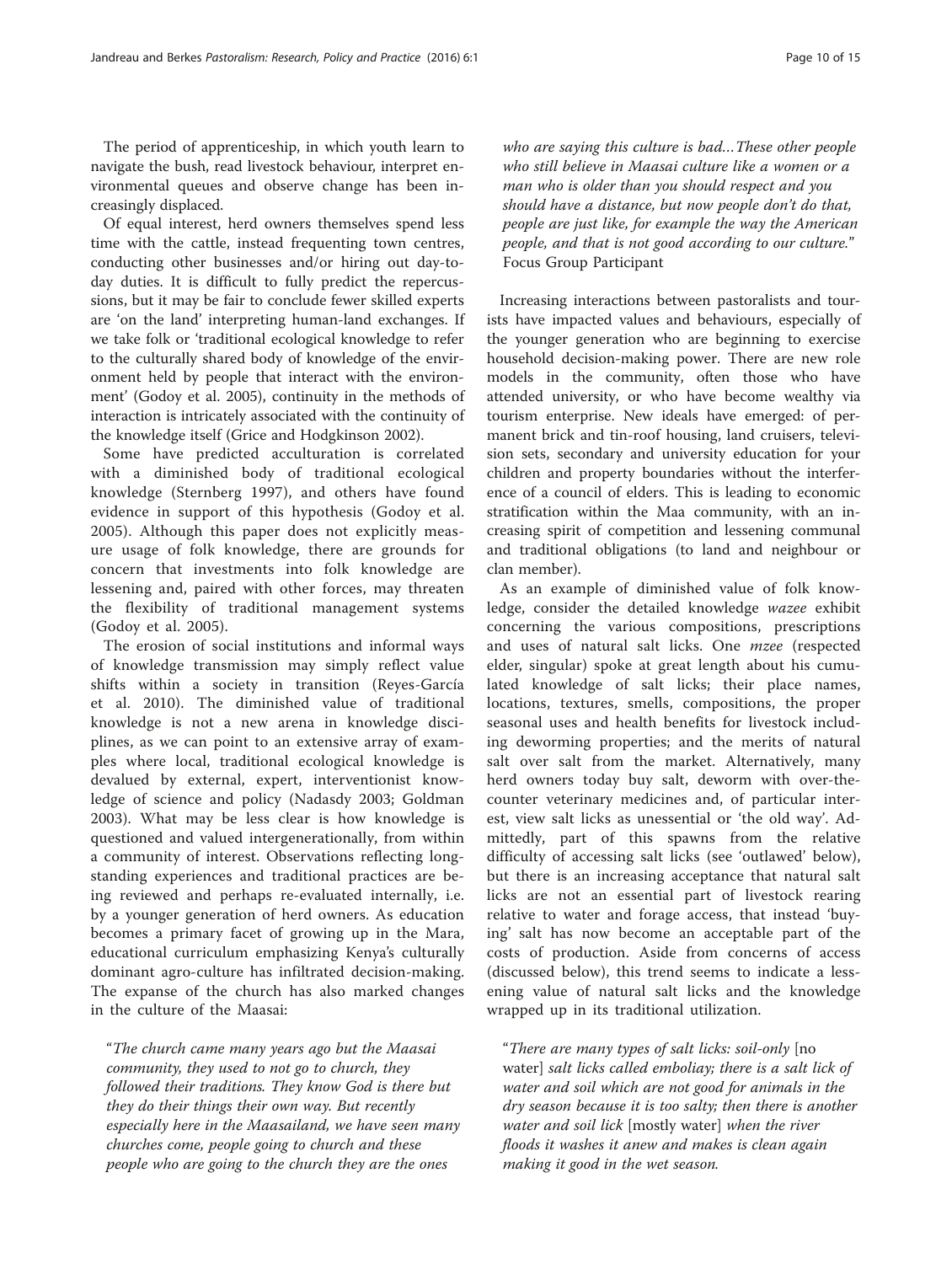The period of apprenticeship, in which youth learn to navigate the bush, read livestock behaviour, interpret environmental queues and observe change has been increasingly displaced.

Of equal interest, herd owners themselves spend less time with the cattle, instead frequenting town centres, conducting other businesses and/or hiring out day-to-day duties. It is difficult to fully predict the repercussions, but it may be fair to conclude fewer skilled experts are 'on the land' interpreting human-land exchanges. If we take folk or 'traditional ecological knowledge to refer to the culturally shared body of knowledge of the environment held by people that interact with the environment' (Godoy et al. 2005), continuity in the methods of interaction is intricately associated with the continuity of the knowledge itself (Grice and Hodgkinson 2002).

Some have predicted acculturation is correlated with a diminished body of traditional ecological knowledge (Sternberg 1997), and others have found evidence in support of this hypothesis (Godoy et al. 2005). Although this paper does not explicitly measure usage of folk knowledge, there are grounds for concern that investments into folk knowledge are lessening and, paired with other forces, may threaten the flexibility of traditional management systems (Godoy et al. 2005).

The erosion of social institutions and informal ways of knowledge transmission may simply reflect value shifts within a society in transition (Reyes-García et al. 2010). The diminished value of traditional knowledge is not a new arena in knowledge disciplines, as we can point to an extensive array of examples where local, traditional ecological knowledge is devalued by external, expert, interventionist knowledge of science and policy (Nadasdy 2003; Goldman 2003). What may be less clear is how knowledge is questioned and valued intergenerationally, from within a community of interest. Observations reflecting long-standing experiences and traditional practices are being reviewed and perhaps re-evaluated internally, i.e. by a younger generation of herd owners. As education becomes a primary facet of growing up in the Mara, educational curriculum emphasizing Kenya's culturally dominant agro-culture has infiltrated decision-making. The expanse of the church has also marked changes in the culture of the Maasai:

> "*The church came many years ago but the Maasai community, they used to not go to church, they followed their traditions. They know God is there but they do their things their own way. But recently especially here in the Maasailand, we have seen many churches come, people going to church and these people who are going to the church they are the ones who are saying this culture is bad…These other people who still believe in Maasai culture like a women or a man who is older than you should respect and you should have a distance, but now people don't do that, people are just like, for example the way the American people, and that is not good according to our culture.*" Focus Group Participant

Increasing interactions between pastoralists and tourists have impacted values and behaviours, especially of the younger generation who are beginning to exercise household decision-making power. There are new role models in the community, often those who have attended university, or who have become wealthy via tourism enterprise. New ideals have emerged: of permanent brick and tin-roof housing, land cruisers, television sets, secondary and university education for your children and property boundaries without the interference of a council of elders. This is leading to economic stratification within the Maa community, with an increasing spirit of competition and lessening communal and traditional obligations (to land and neighbour or clan member).

As an example of diminished value of folk knowledge, consider the detailed knowledge *wazee* exhibit concerning the various compositions, prescriptions and uses of natural salt licks. One *mzee* (respected elder, singular) spoke at great length about his cumulated knowledge of salt licks; their place names, locations, textures, smells, compositions, the proper seasonal uses and health benefits for livestock including deworming properties; and the merits of natural salt over salt from the market. Alternatively, many herd owners today buy salt, deworm with over-the-counter veterinary medicines and, of particular interest, view salt licks as unessential or 'the old way'. Admittedly, part of this spawns from the relative difficulty of accessing salt licks (see 'outlawed' below), but there is an increasing acceptance that natural salt licks are not an essential part of livestock rearing relative to water and forage access, that instead 'buying' salt has now become an acceptable part of the costs of production. Aside from concerns of access (discussed below), this trend seems to indicate a lessening value of natural salt licks and the knowledge wrapped up in its traditional utilization.

> "*There are many types of salt licks: soil-only* [no water] *salt licks called emboliay; there is a salt lick of water and soil which are not good for animals in the dry season because it is too salty; then there is another water and soil lick* [mostly water] *when the river floods it washes it anew and makes is clean again making it good in the wet season.*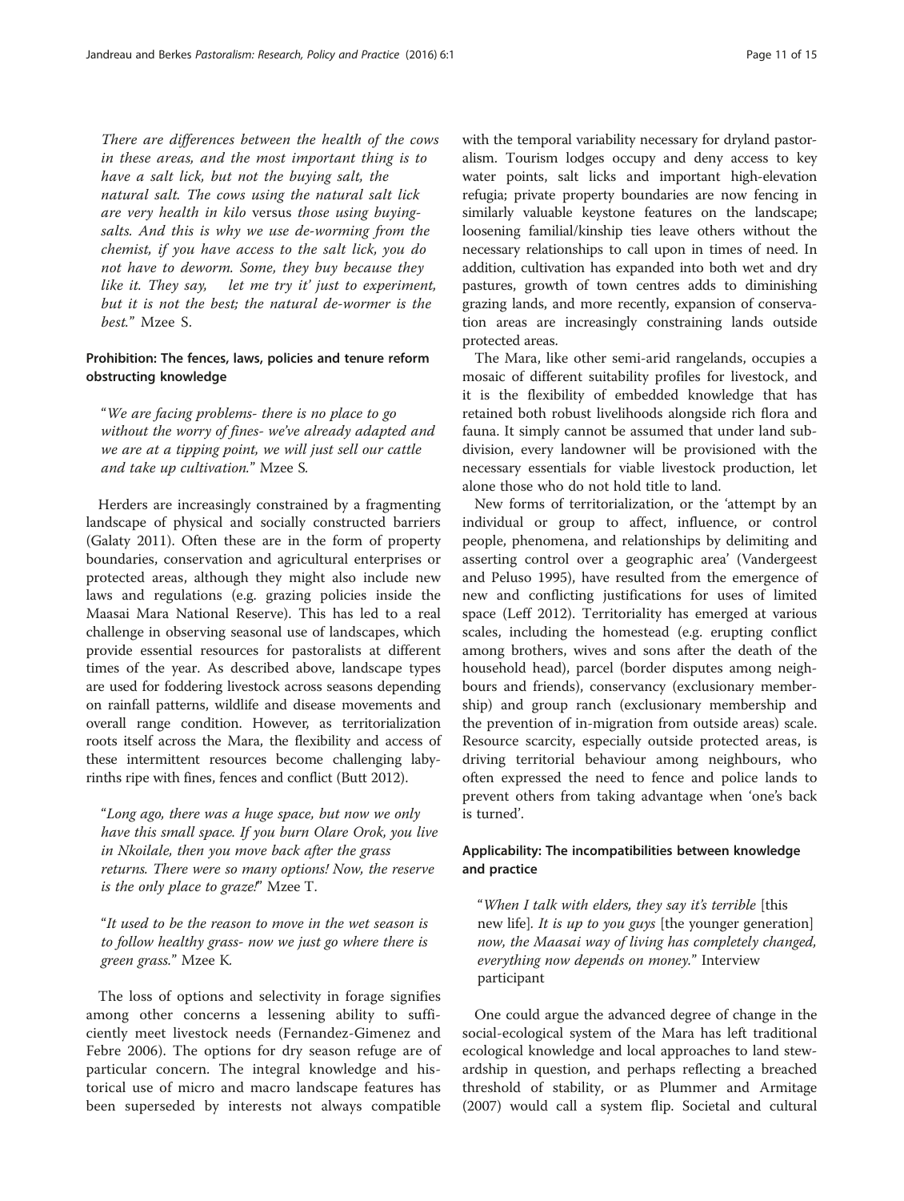*There are differences between the health of the cows in these areas, and the most important thing is to have a salt lick, but not the buying salt, the natural salt. The cows using the natural salt lick are very health in kilo* versus *those using buying-salts. And this is why we use de-worming from the chemist, if you have access to the salt lick, you do not have to deworm. Some, they buy because they like it. They say,   let me try it' just to experiment, but it is not the best; the natural de-wormer is the best.*" Mzee S.

### Prohibition: The fences, laws, policies and tenure reform obstructing knowledge

"*We are facing problems- there is no place to go without the worry of fines- we've already adapted and we are at a tipping point, we will just sell our cattle and take up cultivation.*" Mzee S.

Herders are increasingly constrained by a fragmenting landscape of physical and socially constructed barriers (Galaty 2011). Often these are in the form of property boundaries, conservation and agricultural enterprises or protected areas, although they might also include new laws and regulations (e.g. grazing policies inside the Maasai Mara National Reserve). This has led to a real challenge in observing seasonal use of landscapes, which provide essential resources for pastoralists at different times of the year. As described above, landscape types are used for foddering livestock across seasons depending on rainfall patterns, wildlife and disease movements and overall range condition. However, as territorialization roots itself across the Mara, the flexibility and access of these intermittent resources become challenging labyrinths ripe with fines, fences and conflict (Butt 2012).

"*Long ago, there was a huge space, but now we only have this small space. If you burn Olare Orok, you live in Nkoilale, then you move back after the grass returns. There were so many options! Now, the reserve is the only place to graze!*" Mzee T.

"*It used to be the reason to move in the wet season is to follow healthy grass- now we just go where there is green grass.*" Mzee K.

The loss of options and selectivity in forage signifies among other concerns a lessening ability to sufficiently meet livestock needs (Fernandez-Gimenez and Febre 2006). The options for dry season refuge are of particular concern. The integral knowledge and historical use of micro and macro landscape features has been superseded by interests not always compatible with the temporal variability necessary for dryland pastoralism. Tourism lodges occupy and deny access to key water points, salt licks and important high-elevation refugia; private property boundaries are now fencing in similarly valuable keystone features on the landscape; loosening familial/kinship ties leave others without the necessary relationships to call upon in times of need. In addition, cultivation has expanded into both wet and dry pastures, growth of town centres adds to diminishing grazing lands, and more recently, expansion of conservation areas are increasingly constraining lands outside protected areas.

The Mara, like other semi-arid rangelands, occupies a mosaic of different suitability profiles for livestock, and it is the flexibility of embedded knowledge that has retained both robust livelihoods alongside rich flora and fauna. It simply cannot be assumed that under land subdivision, every landowner will be provisioned with the necessary essentials for viable livestock production, let alone those who do not hold title to land.

New forms of territorialization, or the 'attempt by an individual or group to affect, influence, or control people, phenomena, and relationships by delimiting and asserting control over a geographic area' (Vandergeest and Peluso 1995), have resulted from the emergence of new and conflicting justifications for uses of limited space (Leff 2012). Territoriality has emerged at various scales, including the homestead (e.g. erupting conflict among brothers, wives and sons after the death of the household head), parcel (border disputes among neighbours and friends), conservancy (exclusionary membership) and group ranch (exclusionary membership and the prevention of in-migration from outside areas) scale. Resource scarcity, especially outside protected areas, is driving territorial behaviour among neighbours, who often expressed the need to fence and police lands to prevent others from taking advantage when 'one's back is turned'.

### Applicability: The incompatibilities between knowledge and practice

"*When I talk with elders, they say it's terrible* [this new life]. *It is up to you guys* [the younger generation] *now, the Maasai way of living has completely changed, everything now depends on money.*" Interview participant

One could argue the advanced degree of change in the social-ecological system of the Mara has left traditional ecological knowledge and local approaches to land stewardship in question, and perhaps reflecting a breached threshold of stability, or as Plummer and Armitage (2007) would call a system flip. Societal and cultural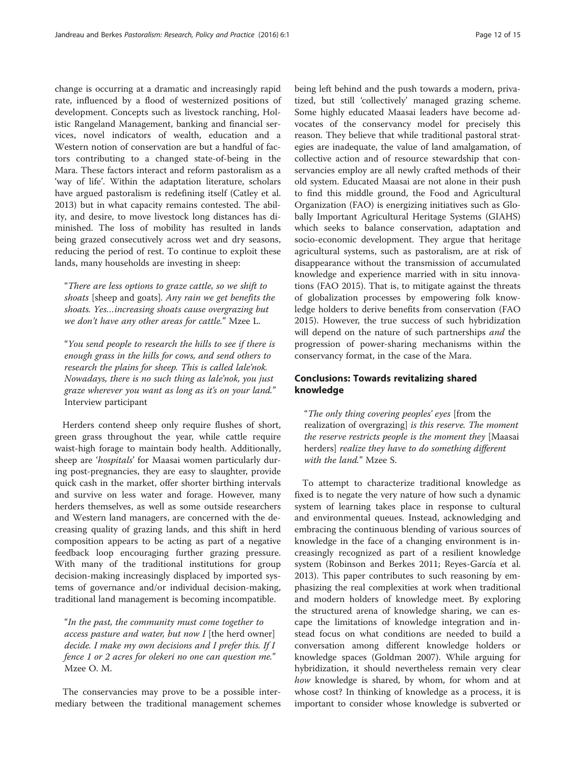change is occurring at a dramatic and increasingly rapid rate, influenced by a flood of westernized positions of development. Concepts such as livestock ranching, Holistic Rangeland Management, banking and financial services, novel indicators of wealth, education and a Western notion of conservation are but a handful of factors contributing to a changed state-of-being in the Mara. These factors interact and reform pastoralism as a 'way of life'. Within the adaptation literature, scholars have argued pastoralism is redefining itself (Catley et al. 2013) but in what capacity remains contested. The ability, and desire, to move livestock long distances has diminished. The loss of mobility has resulted in lands being grazed consecutively across wet and dry seasons, reducing the period of rest. To continue to exploit these lands, many households are investing in sheep:

> "*There are less options to graze cattle, so we shift to shoats* [sheep and goats]. *Any rain we get benefits the shoats. Yes…increasing shoats cause overgrazing but we don't have any other areas for cattle.*" Mzee L.

> "*You send people to research the hills to see if there is enough grass in the hills for cows, and send others to research the plains for sheep. This is called lale'nok. Nowadays, there is no such thing as lale'nok, you just graze wherever you want as long as it's on your land.*" Interview participant

Herders contend sheep only require flushes of short, green grass throughout the year, while cattle require waist-high forage to maintain body health. Additionally, sheep are '*hospitals*' for Maasai women particularly during post-pregnancies, they are easy to slaughter, provide quick cash in the market, offer shorter birthing intervals and survive on less water and forage. However, many herders themselves, as well as some outside researchers and Western land managers, are concerned with the decreasing quality of grazing lands, and this shift in herd composition appears to be acting as part of a negative feedback loop encouraging further grazing pressure. With many of the traditional institutions for group decision-making increasingly displaced by imported systems of governance and/or individual decision-making, traditional land management is becoming incompatible.

> "*In the past, the community must come together to access pasture and water, but now I* [the herd owner] *decide. I make my own decisions and I prefer this. If I fence 1 or 2 acres for olekeri no one can question me.*" Mzee O. M.

The conservancies may prove to be a possible intermediary between the traditional management schemes being left behind and the push towards a modern, privatized, but still 'collectively' managed grazing scheme. Some highly educated Maasai leaders have become advocates of the conservancy model for precisely this reason. They believe that while traditional pastoral strategies are inadequate, the value of land amalgamation, of collective action and of resource stewardship that conservancies employ are all newly crafted methods of their old system. Educated Maasai are not alone in their push to find this middle ground, the Food and Agricultural Organization (FAO) is energizing initiatives such as Globally Important Agricultural Heritage Systems (GIAHS) which seeks to balance conservation, adaptation and socio-economic development. They argue that heritage agricultural systems, such as pastoralism, are at risk of disappearance without the transmission of accumulated knowledge and experience married with in situ innovations (FAO 2015). That is, to mitigate against the threats of globalization processes by empowering folk knowledge holders to derive benefits from conservation (FAO 2015). However, the true success of such hybridization will depend on the nature of such partnerships *and* the progression of power-sharing mechanisms within the conservancy format, in the case of the Mara.

## Conclusions: Towards revitalizing shared knowledge

> "*The only thing covering peoples' eyes* [from the realization of overgrazing] *is this reserve. The moment the reserve restricts people is the moment they* [Maasai herders] *realize they have to do something different with the land.*" Mzee S.

To attempt to characterize traditional knowledge as fixed is to negate the very nature of how such a dynamic system of learning takes place in response to cultural and environmental queues. Instead, acknowledging and embracing the continuous blending of various sources of knowledge in the face of a changing environment is increasingly recognized as part of a resilient knowledge system (Robinson and Berkes 2011; Reyes-García et al. 2013). This paper contributes to such reasoning by emphasizing the real complexities at work when traditional and modern holders of knowledge meet. By exploring the structured arena of knowledge sharing, we can escape the limitations of knowledge integration and instead focus on what conditions are needed to build a conversation among different knowledge holders or knowledge spaces (Goldman 2007). While arguing for hybridization, it should nevertheless remain very clear *how* knowledge is shared, by whom, for whom and at whose cost? In thinking of knowledge as a process, it is important to consider whose knowledge is subverted or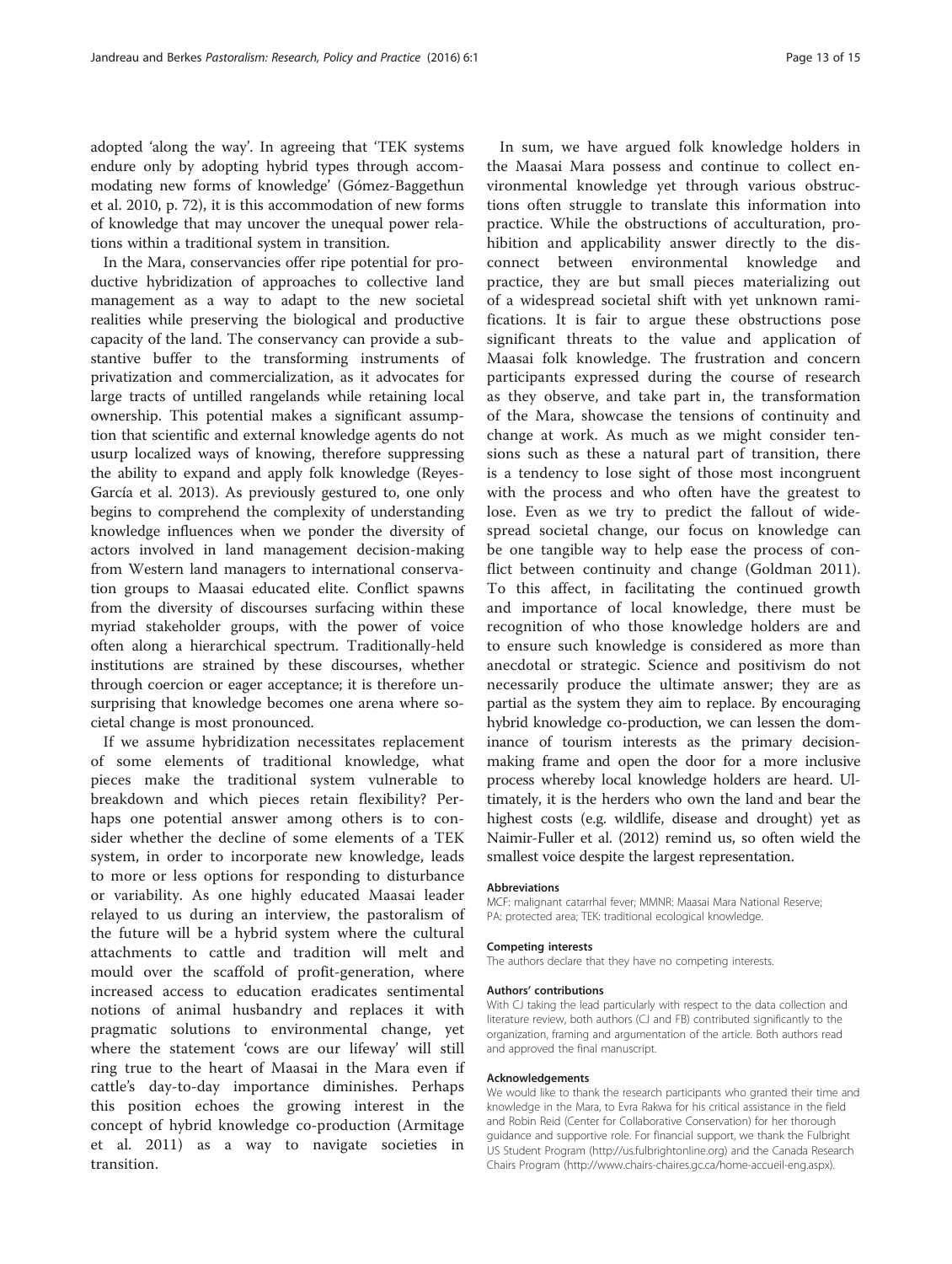adopted 'along the way'. In agreeing that 'TEK systems endure only by adopting hybrid types through accommodating new forms of knowledge' (Gómez-Baggethun et al. 2010, p. 72), it is this accommodation of new forms of knowledge that may uncover the unequal power relations within a traditional system in transition.

In the Mara, conservancies offer ripe potential for productive hybridization of approaches to collective land management as a way to adapt to the new societal realities while preserving the biological and productive capacity of the land. The conservancy can provide a substantive buffer to the transforming instruments of privatization and commercialization, as it advocates for large tracts of untilled rangelands while retaining local ownership. This potential makes a significant assumption that scientific and external knowledge agents do not usurp localized ways of knowing, therefore suppressing the ability to expand and apply folk knowledge (Reyes-García et al. 2013). As previously gestured to, one only begins to comprehend the complexity of understanding knowledge influences when we ponder the diversity of actors involved in land management decision-making from Western land managers to international conservation groups to Maasai educated elite. Conflict spawns from the diversity of discourses surfacing within these myriad stakeholder groups, with the power of voice often along a hierarchical spectrum. Traditionally-held institutions are strained by these discourses, whether through coercion or eager acceptance; it is therefore unsurprising that knowledge becomes one arena where societal change is most pronounced.

If we assume hybridization necessitates replacement of some elements of traditional knowledge, what pieces make the traditional system vulnerable to breakdown and which pieces retain flexibility? Perhaps one potential answer among others is to consider whether the decline of some elements of a TEK system, in order to incorporate new knowledge, leads to more or less options for responding to disturbance or variability. As one highly educated Maasai leader relayed to us during an interview, the pastoralism of the future will be a hybrid system where the cultural attachments to cattle and tradition will melt and mould over the scaffold of profit-generation, where increased access to education eradicates sentimental notions of animal husbandry and replaces it with pragmatic solutions to environmental change, yet where the statement 'cows are our lifeway' will still ring true to the heart of Maasai in the Mara even if cattle's day-to-day importance diminishes. Perhaps this position echoes the growing interest in the concept of hybrid knowledge co-production (Armitage et al. 2011) as a way to navigate societies in transition.

In sum, we have argued folk knowledge holders in the Maasai Mara possess and continue to collect environmental knowledge yet through various obstructions often struggle to translate this information into practice. While the obstructions of acculturation, prohibition and applicability answer directly to the disconnect between environmental knowledge and practice, they are but small pieces materializing out of a widespread societal shift with yet unknown ramifications. It is fair to argue these obstructions pose significant threats to the value and application of Maasai folk knowledge. The frustration and concern participants expressed during the course of research as they observe, and take part in, the transformation of the Mara, showcase the tensions of continuity and change at work. As much as we might consider tensions such as these a natural part of transition, there is a tendency to lose sight of those most incongruent with the process and who often have the greatest to lose. Even as we try to predict the fallout of widespread societal change, our focus on knowledge can be one tangible way to help ease the process of conflict between continuity and change (Goldman 2011). To this affect, in facilitating the continued growth and importance of local knowledge, there must be recognition of who those knowledge holders are and to ensure such knowledge is considered as more than anecdotal or strategic. Science and positivism do not necessarily produce the ultimate answer; they are as partial as the system they aim to replace. By encouraging hybrid knowledge co-production, we can lessen the dominance of tourism interests as the primary decision-making frame and open the door for a more inclusive process whereby local knowledge holders are heard. Ultimately, it is the herders who own the land and bear the highest costs (e.g. wildlife, disease and drought) yet as Naimir-Fuller et al. (2012) remind us, so often wield the smallest voice despite the largest representation.

#### Abbreviations

MCF: malignant catarrhal fever; MMNR: Maasai Mara National Reserve; PA: protected area; TEK: traditional ecological knowledge.

#### Competing interests

The authors declare that they have no competing interests.

#### Authors' contributions

With CJ taking the lead particularly with respect to the data collection and literature review, both authors (CJ and FB) contributed significantly to the organization, framing and argumentation of the article. Both authors read and approved the final manuscript.

#### Acknowledgements

We would like to thank the research participants who granted their time and knowledge in the Mara, to Evra Rakwa for his critical assistance in the field and Robin Reid (Center for Collaborative Conservation) for her thorough guidance and supportive role. For financial support, we thank the Fulbright US Student Program (http://us.fulbrightonline.org) and the Canada Research Chairs Program (http://www.chairs-chaires.gc.ca/home-accueil-eng.aspx).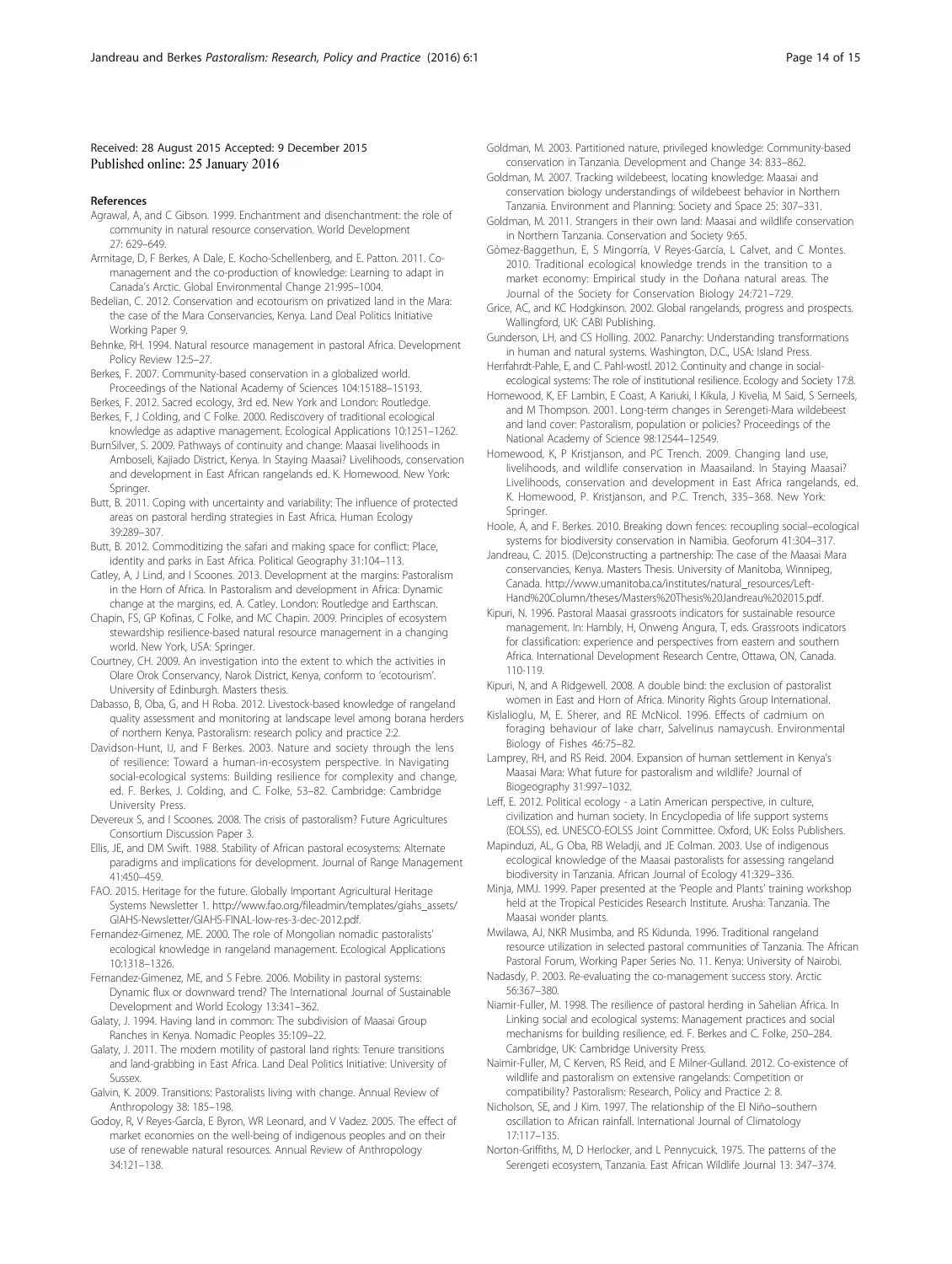Received: 28 August 2015 Accepted: 9 December 2015
Published online: 25 January 2016

## References

Agrawal, A, and C Gibson. 1999. Enchantment and disenchantment: the role of community in natural resource conservation. World Development 27: 629–649.

Armitage, D, F Berkes, A Dale, E. Kocho-Schellenberg, and E. Patton. 2011. Co-management and the co-production of knowledge: Learning to adapt in Canada's Arctic. Global Environmental Change 21:995–1004.

Bedelian, C. 2012. Conservation and ecotourism on privatized land in the Mara: the case of the Mara Conservancies, Kenya. Land Deal Politics Initiative Working Paper 9.

Behnke, RH. 1994. Natural resource management in pastoral Africa. Development Policy Review 12:5–27.

Berkes, F. 2007. Community-based conservation in a globalized world. Proceedings of the National Academy of Sciences 104:15188–15193.

Berkes, F. 2012. Sacred ecology, 3rd ed. New York and London: Routledge.

Berkes, F, J Colding, and C Folke. 2000. Rediscovery of traditional ecological knowledge as adaptive management. Ecological Applications 10:1251–1262.

BurnSilver, S. 2009. Pathways of continuity and change: Maasai livelihoods in Amboseli, Kajiado District, Kenya. In Staying Maasai? Livelihoods, conservation and development in East African rangelands ed. K. Homewood. New York: Springer.

Butt, B. 2011. Coping with uncertainty and variability: The influence of protected areas on pastoral herding strategies in East Africa. Human Ecology 39:289–307.

Butt, B. 2012. Commoditizing the safari and making space for conflict: Place, identity and parks in East Africa. Political Geography 31:104–113.

Catley, A, J Lind, and I Scoones. 2013. Development at the margins: Pastoralism in the Horn of Africa. In Pastoralism and development in Africa: Dynamic change at the margins, ed. A. Catley. London: Routledge and Earthscan.

Chapin, FS, GP Kofinas, C Folke, and MC Chapin. 2009. Principles of ecosystem stewardship resilience-based natural resource management in a changing world. New York, USA: Springer.

Courtney, CH. 2009. An investigation into the extent to which the activities in Olare Orok Conservancy, Narok District, Kenya, conform to 'ecotourism'. University of Edinburgh. Masters thesis.

Dabasso, B, Oba, G, and H Roba. 2012. Livestock-based knowledge of rangeland quality assessment and monitoring at landscape level among borana herders of northern Kenya. Pastoralism: research policy and practice 2:2.

Davidson-Hunt, IJ, and F Berkes. 2003. Nature and society through the lens of resilience: Toward a human-in-ecosystem perspective. In Navigating social-ecological systems: Building resilience for complexity and change, ed. F. Berkes, J. Colding, and C. Folke, 53–82. Cambridge: Cambridge University Press.

Devereux S, and I Scoones. 2008. The crisis of pastoralism? Future Agricultures Consortium Discussion Paper 3.

Ellis, JE, and DM Swift. 1988. Stability of African pastoral ecosystems: Alternate paradigms and implications for development. Journal of Range Management 41:450–459.

FAO. 2015. Heritage for the future. Globally Important Agricultural Heritage Systems Newsletter 1. http://www.fao.org/fileadmin/templates/giahs_assets/GIAHS-Newsletter/GIAHS-FINAL-low-res-3-dec-2012.pdf.

Fernandez-Gimenez, ME. 2000. The role of Mongolian nomadic pastoralists' ecological knowledge in rangeland management. Ecological Applications 10:1318–1326.

Fernandez-Gimenez, ME, and S Febre. 2006. Mobility in pastoral systems: Dynamic flux or downward trend? The International Journal of Sustainable Development and World Ecology 13:341–362.

Galaty, J. 1994. Having land in common: The subdivision of Maasai Group Ranches in Kenya. Nomadic Peoples 35:109–22.

Galaty, J. 2011. The modern motility of pastoral land rights: Tenure transitions and land-grabbing in East Africa. Land Deal Politics Initiative: University of Sussex.

Galvin, K. 2009. Transitions: Pastoralists living with change. Annual Review of Anthropology 38: 185–198.

Godoy, R, V Reyes-García, E Byron, WR Leonard, and V Vadez. 2005. The effect of market economies on the well-being of indigenous peoples and on their use of renewable natural resources. Annual Review of Anthropology 34:121–138.

Goldman, M. 2003. Partitioned nature, privileged knowledge: Community-based conservation in Tanzania. Development and Change 34: 833–862.

Goldman, M. 2007. Tracking wildebeest, locating knowledge: Maasai and conservation biology understandings of wildebeest behavior in Northern Tanzania. Environment and Planning: Society and Space 25: 307–331.

Goldman, M. 2011. Strangers in their own land: Maasai and wildlife conservation in Northern Tanzania. Conservation and Society 9:65.

Gómez-Baggethun, E, S Mingorría, V Reyes-García, L Calvet, and C Montes. 2010. Traditional ecological knowledge trends in the transition to a market economy: Empirical study in the Doñana natural areas. The Journal of the Society for Conservation Biology 24:721–729.

Grice, AC, and KC Hodgkinson. 2002. Global rangelands, progress and prospects. Wallingford, UK: CABI Publishing.

Gunderson, LH, and CS Holling. 2002. Panarchy: Understanding transformations in human and natural systems. Washington, D.C., USA: Island Press.

Herrfahrdt-Pahle, E, and C. Pahl-wostl. 2012. Continuity and change in social-ecological systems: The role of institutional resilience. Ecology and Society 17:8.

Homewood, K, EF Lambin, E Coast, A Kariuki, I Kikula, J Kivelia, M Said, S Serneels, and M Thompson. 2001. Long-term changes in Serengeti-Mara wildebeest and land cover: Pastoralism, population or policies? Proceedings of the National Academy of Science 98:12544–12549.

Homewood, K, P Kristjanson, and PC Trench. 2009. Changing land use, livelihoods, and wildlife conservation in Maasailand. In Staying Maasai? Livelihoods, conservation and development in East Africa rangelands, ed. K. Homewood, P. Kristjanson, and P.C. Trench, 335–368. New York: Springer.

Hoole, A, and F. Berkes. 2010. Breaking down fences: recoupling social–ecological systems for biodiversity conservation in Namibia. Geoforum 41:304–317.

Jandreau, C. 2015. (De)constructing a partnership: The case of the Maasai Mara conservancies, Kenya. Masters Thesis. University of Manitoba, Winnipeg, Canada. http://www.umanitoba.ca/institutes/natural_resources/Left-Hand%20Column/theses/Masters%20Thesis%20Jandreau%202015.pdf.

Kipuri, N. 1996. Pastoral Maasai grassroots indicators for sustainable resource management. In: Hambly, H, Onweng Angura, T, eds. Grassroots indicators for classification: experience and perspectives from eastern and southern Africa. International Development Research Centre, Ottawa, ON, Canada. 110-119.

Kipuri, N, and A Ridgewell. 2008. A double bind: the exclusion of pastoralist women in East and Horn of Africa. Minority Rights Group International.

Kislalioglu, M, E. Sherer, and RE McNicol. 1996. Effects of cadmium on foraging behaviour of lake charr, Salvelinus namaycush. Environmental Biology of Fishes 46:75–82.

Lamprey, RH, and RS Reid. 2004. Expansion of human settlement in Kenya's Maasai Mara: What future for pastoralism and wildlife? Journal of Biogeography 31:997–1032.

Leff, E. 2012. Political ecology - a Latin American perspective, in culture, civilization and human society. In Encyclopedia of life support systems (EOLSS), ed. UNESCO-EOLSS Joint Committee. Oxford, UK: Eolss Publishers.

Mapinduzi, AL, G Oba, RB Weladji, and JE Colman. 2003. Use of indigenous ecological knowledge of the Maasai pastoralists for assessing rangeland biodiversity in Tanzania. African Journal of Ecology 41:329–336.

Minja, MMJ. 1999. Paper presented at the 'People and Plants' training workshop held at the Tropical Pesticides Research Institute. Arusha: Tanzania. The Maasai wonder plants.

Mwilawa, AJ, NKR Musimba, and RS Kidunda. 1996. Traditional rangeland resource utilization in selected pastoral communities of Tanzania. The African Pastoral Forum, Working Paper Series No. 11. Kenya: University of Nairobi.

Nadasdy, P. 2003. Re-evaluating the co-management success story. Arctic 56:367–380.

Niamir-Fuller, M. 1998. The resilience of pastoral herding in Sahelian Africa. In Linking social and ecological systems: Management practices and social mechanisms for building resilience, ed. F. Berkes and C. Folke, 250–284. Cambridge, UK: Cambridge University Press.

Naimir-Fuller, M, C Kerven, RS Reid, and E Milner-Gulland. 2012. Co-existence of wildlife and pastoralism on extensive rangelands: Competition or compatibility? Pastoralism: Research, Policy and Practice 2: 8.

Nicholson, SE, and J Kim. 1997. The relationship of the El Niño–southern oscillation to African rainfall. International Journal of Climatology 17:117–135.

Norton-Griffiths, M, D Herlocker, and L Pennycuick. 1975. The patterns of the Serengeti ecosystem, Tanzania. East African Wildlife Journal 13: 347–374.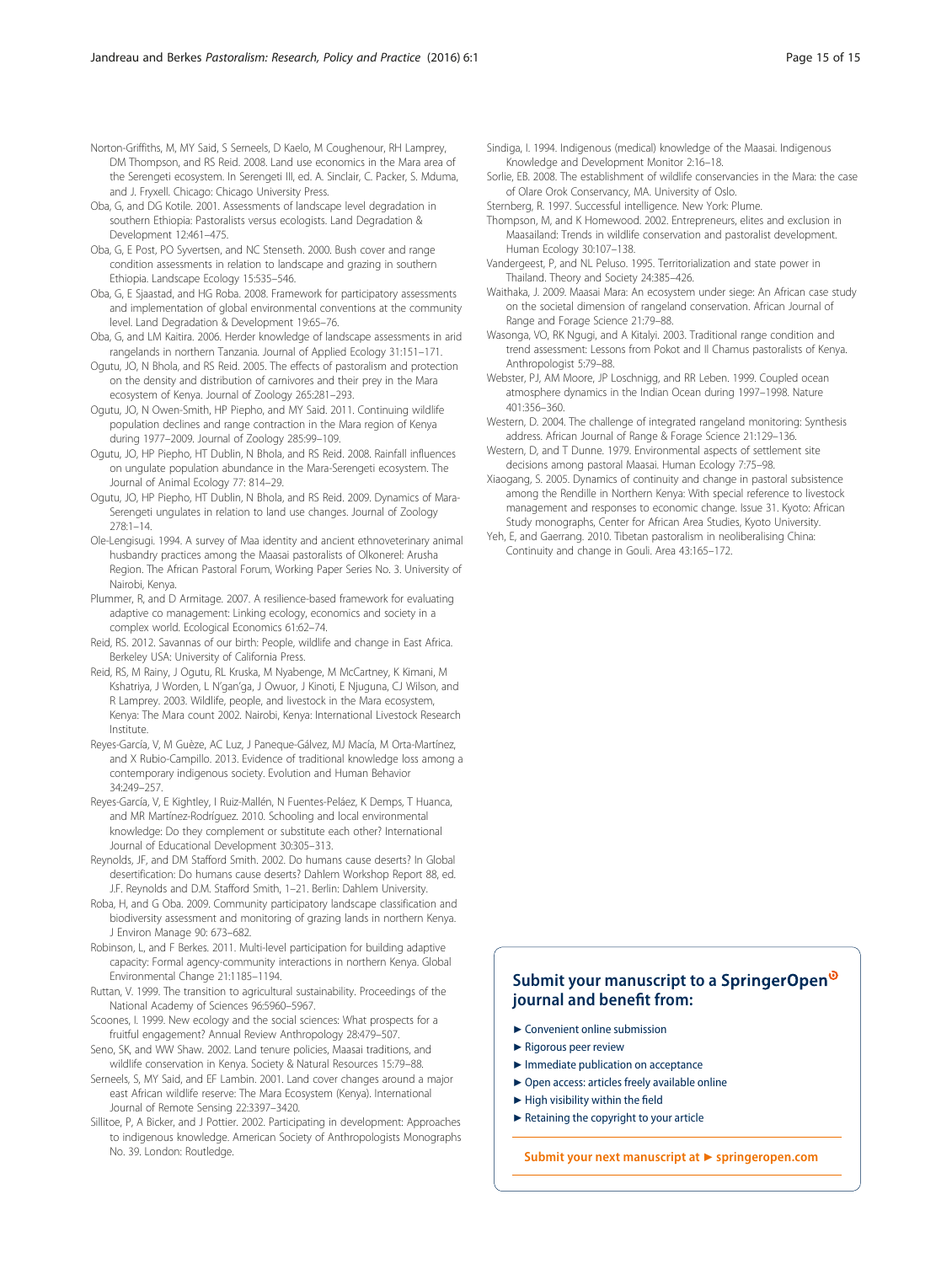Norton-Griffiths, M, MY Said, S Serneels, D Kaelo, M Coughenour, RH Lamprey, DM Thompson, and RS Reid. 2008. Land use economics in the Mara area of the Serengeti ecosystem. In Serengeti III, ed. A. Sinclair, C. Packer, S. Mduma, and J. Fryxell. Chicago: Chicago University Press.

Oba, G, and DG Kotile. 2001. Assessments of landscape level degradation in southern Ethiopia: Pastoralists versus ecologists. Land Degradation & Development 12:461–475.

Oba, G, E Post, PO Syvertsen, and NC Stenseth. 2000. Bush cover and range condition assessments in relation to landscape and grazing in southern Ethiopia. Landscape Ecology 15:535–546.

Oba, G, E Sjaastad, and HG Roba. 2008. Framework for participatory assessments and implementation of global environmental conventions at the community level. Land Degradation & Development 19:65–76.

Oba, G, and LM Kaitira. 2006. Herder knowledge of landscape assessments in arid rangelands in northern Tanzania. Journal of Applied Ecology 31:151–171.

Ogutu, JO, N Bhola, and RS Reid. 2005. The effects of pastoralism and protection on the density and distribution of carnivores and their prey in the Mara ecosystem of Kenya. Journal of Zoology 265:281–293.

Ogutu, JO, N Owen-Smith, HP Piepho, and MY Said. 2011. Continuing wildlife population declines and range contraction in the Mara region of Kenya during 1977–2009. Journal of Zoology 285:99–109.

Ogutu, JO, HP Piepho, HT Dublin, N Bhola, and RS Reid. 2008. Rainfall influences on ungulate population abundance in the Mara-Serengeti ecosystem. The Journal of Animal Ecology 77: 814–29.

Ogutu, JO, HP Piepho, HT Dublin, N Bhola, and RS Reid. 2009. Dynamics of Mara-Serengeti ungulates in relation to land use changes. Journal of Zoology 278:1–14.

Ole-Lengisugi. 1994. A survey of Maa identity and ancient ethnoveterinary animal husbandry practices among the Maasai pastoralists of Olkonerel: Arusha Region. The African Pastoral Forum, Working Paper Series No. 3. University of Nairobi, Kenya.

Plummer, R, and D Armitage. 2007. A resilience-based framework for evaluating adaptive co management: Linking ecology, economics and society in a complex world. Ecological Economics 61:62–74.

Reid, RS. 2012. Savannas of our birth: People, wildlife and change in East Africa. Berkeley USA: University of California Press.

Reid, RS, M Rainy, J Ogutu, RL Kruska, M Nyabenge, M McCartney, K Kimani, M Kshatriya, J Worden, L N'gan'ga, J Owuor, J Kinoti, E Njuguna, CJ Wilson, and R Lamprey. 2003. Wildlife, people, and livestock in the Mara ecosystem, Kenya: The Mara count 2002. Nairobi, Kenya: International Livestock Research Institute.

Reyes-García, V, M Guèze, AC Luz, J Paneque-Gálvez, MJ Macía, M Orta-Martínez, and X Rubio-Campillo. 2013. Evidence of traditional knowledge loss among a contemporary indigenous society. Evolution and Human Behavior 34:249–257.

Reyes-García, V, E Kightley, I Ruiz-Mallén, N Fuentes-Peláez, K Demps, T Huanca, and MR Martínez-Rodríguez. 2010. Schooling and local environmental knowledge: Do they complement or substitute each other? International Journal of Educational Development 30:305–313.

Reynolds, JF, and DM Stafford Smith. 2002. Do humans cause deserts? In Global desertification: Do humans cause deserts? Dahlem Workshop Report 88, ed. J.F. Reynolds and D.M. Stafford Smith, 1–21. Berlin: Dahlem University.

Roba, H, and G Oba. 2009. Community participatory landscape classification and biodiversity assessment and monitoring of grazing lands in northern Kenya. J Environ Manage 90: 673–682.

Robinson, L, and F Berkes. 2011. Multi-level participation for building adaptive capacity: Formal agency-community interactions in northern Kenya. Global Environmental Change 21:1185–1194.

Ruttan, V. 1999. The transition to agricultural sustainability. Proceedings of the National Academy of Sciences 96:5960–5967.

Scoones, I. 1999. New ecology and the social sciences: What prospects for a fruitful engagement? Annual Review Anthropology 28:479–507.

Seno, SK, and WW Shaw. 2002. Land tenure policies, Maasai traditions, and wildlife conservation in Kenya. Society & Natural Resources 15:79–88.

Serneels, S, MY Said, and EF Lambin. 2001. Land cover changes around a major east African wildlife reserve: The Mara Ecosystem (Kenya). International Journal of Remote Sensing 22:3397–3420.

Sillitoe, P, A Bicker, and J Pottier. 2002. Participating in development: Approaches to indigenous knowledge. American Society of Anthropologists Monographs No. 39. London: Routledge.

Sindiga, I. 1994. Indigenous (medical) knowledge of the Maasai. Indigenous Knowledge and Development Monitor 2:16–18.

Sorlie, EB. 2008. The establishment of wildlife conservancies in the Mara: the case of Olare Orok Conservancy, MA. University of Oslo.

Sternberg, R. 1997. Successful intelligence. New York: Plume.

Thompson, M, and K Homewood. 2002. Entrepreneurs, elites and exclusion in Maasailand: Trends in wildlife conservation and pastoralist development. Human Ecology 30:107–138.

Vandergeest, P, and NL Peluso. 1995. Territorialization and state power in Thailand. Theory and Society 24:385–426.

Waithaka, J. 2009. Maasai Mara: An ecosystem under siege: An African case study on the societal dimension of rangeland conservation. African Journal of Range and Forage Science 21:79–88.

Wasonga, VO, RK Ngugi, and A Kitalyi. 2003. Traditional range condition and trend assessment: Lessons from Pokot and Il Chamus pastoralists of Kenya. Anthropologist 5:79–88.

Webster, PJ, AM Moore, JP Loschnigg, and RR Leben. 1999. Coupled ocean atmosphere dynamics in the Indian Ocean during 1997–1998. Nature 401:356–360.

Western, D. 2004. The challenge of integrated rangeland monitoring: Synthesis address. African Journal of Range & Forage Science 21:129–136.

Western, D, and T Dunne. 1979. Environmental aspects of settlement site decisions among pastoral Maasai. Human Ecology 7:75–98.

Xiaogang, S. 2005. Dynamics of continuity and change in pastoral subsistence among the Rendille in Northern Kenya: With special reference to livestock management and responses to economic change. Issue 31. Kyoto: African Study monographs, Center for African Area Studies, Kyoto University.

Yeh, E, and Gaerrang. 2010. Tibetan pastoralism in neoliberalising China: Continuity and change in Gouli. Area 43:165–172.

**Submit your manuscript to a SpringerOpen journal and benefit from:**

- ► Convenient online submission
- ► Rigorous peer review
- ► Immediate publication on acceptance
- ► Open access: articles freely available online
- ► High visibility within the field
- ► Retaining the copyright to your article

**Submit your next manuscript at ► springeropen.com**